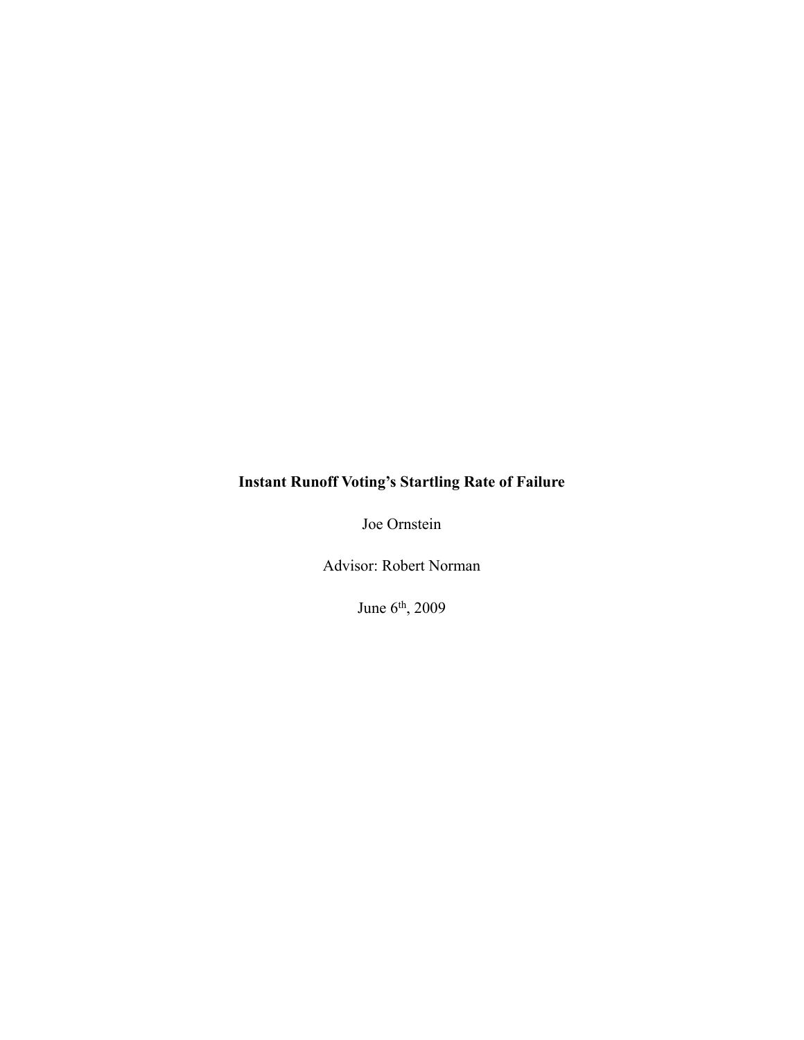# Instant Runoff Voting's Startling Rate of Failure

Joe Ornstein

Advisor: Robert Norman

June 6th, 2009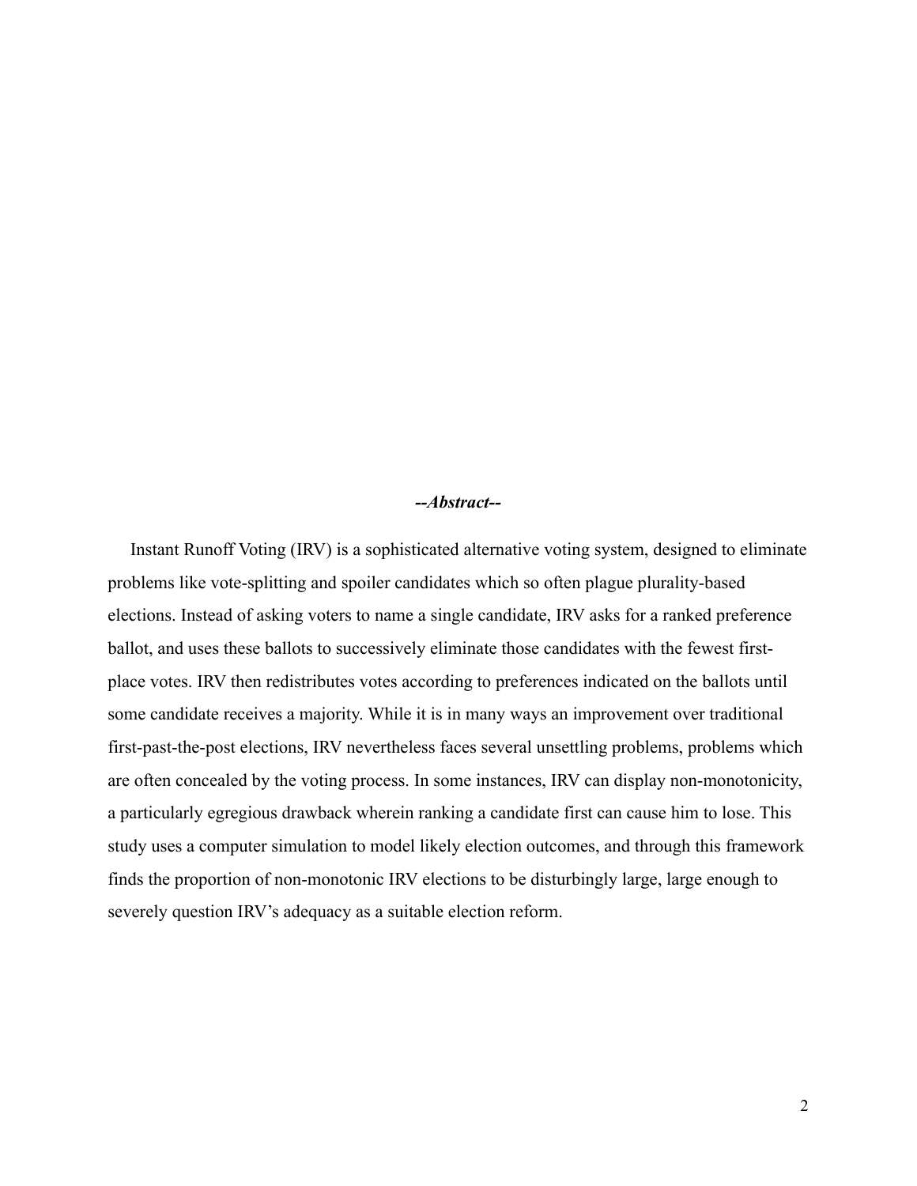## *--Abstract--*

Instant Runoff Voting (IRV) is a sophisticated alternative voting system, designed to eliminate problems like vote-splitting and spoiler candidates which so often plague plurality-based elections. Instead of asking voters to name a single candidate, IRV asks for a ranked preference ballot, and uses these ballots to successively eliminate those candidates with the fewest first-place votes. IRV then redistributes votes according to preferences indicated on the ballots until some candidate receives a majority. While it is in many ways an improvement over traditional first-past-the-post elections, IRV nevertheless faces several unsettling problems, problems which are often concealed by the voting process. In some instances, IRV can display non-monotonicity, a particularly egregious drawback wherein ranking a candidate first can cause him to lose. This study uses a computer simulation to model likely election outcomes, and through this framework finds the proportion of non-monotonic IRV elections to be disturbingly large, large enough to severely question IRV's adequacy as a suitable election reform.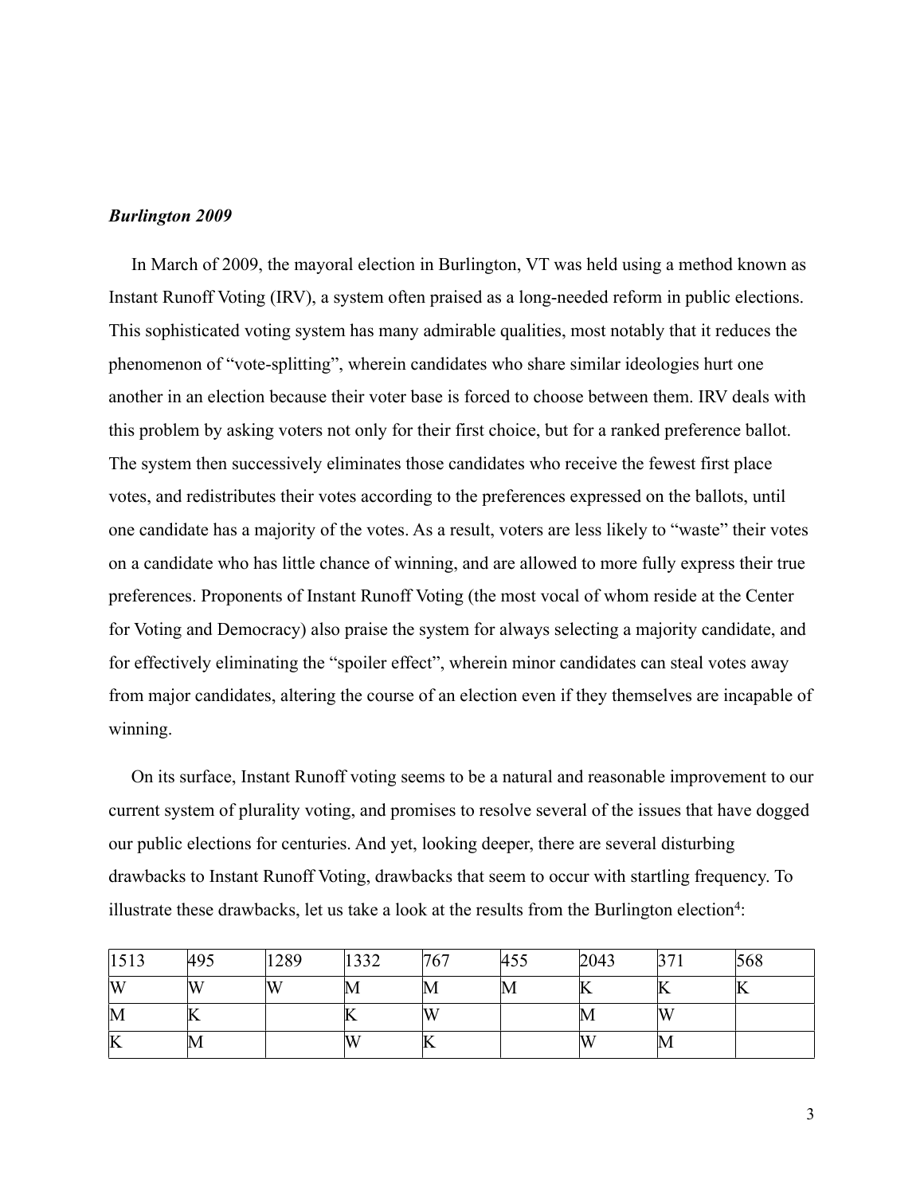***Burlington 2009***

In March of 2009, the mayoral election in Burlington, VT was held using a method known as Instant Runoff Voting (IRV), a system often praised as a long-needed reform in public elections. This sophisticated voting system has many admirable qualities, most notably that it reduces the phenomenon of "vote-splitting", wherein candidates who share similar ideologies hurt one another in an election because their voter base is forced to choose between them. IRV deals with this problem by asking voters not only for their first choice, but for a ranked preference ballot. The system then successively eliminates those candidates who receive the fewest first place votes, and redistributes their votes according to the preferences expressed on the ballots, until one candidate has a majority of the votes. As a result, voters are less likely to "waste" their votes on a candidate who has little chance of winning, and are allowed to more fully express their true preferences. Proponents of Instant Runoff Voting (the most vocal of whom reside at the Center for Voting and Democracy) also praise the system for always selecting a majority candidate, and for effectively eliminating the "spoiler effect", wherein minor candidates can steal votes away from major candidates, altering the course of an election even if they themselves are incapable of winning.

On its surface, Instant Runoff voting seems to be a natural and reasonable improvement to our current system of plurality voting, and promises to resolve several of the issues that have dogged our public elections for centuries. And yet, looking deeper, there are several disturbing drawbacks to Instant Runoff Voting, drawbacks that seem to occur with startling frequency. To illustrate these drawbacks, let us take a look at the results from the Burlington election[4]:

| 1513 | 495 | 1289 | 1332 | 767 | 455 | 2043 | 371 | 568 |
|---|---|---|---|---|---|---|---|---|
| W | W | W | M | M | M | K | K | K |
| M | K | | K | W | | M | W | |
| K | M | | W | K | | W | M | |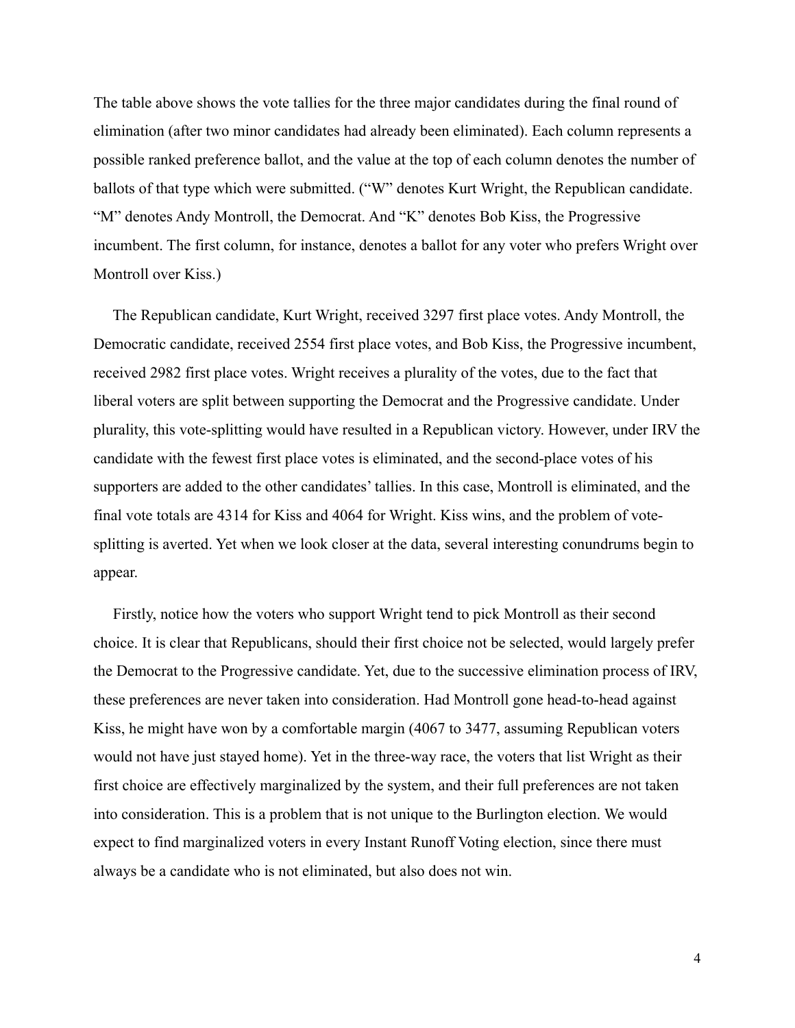The table above shows the vote tallies for the three major candidates during the final round of elimination (after two minor candidates had already been eliminated). Each column represents a possible ranked preference ballot, and the value at the top of each column denotes the number of ballots of that type which were submitted. ("W" denotes Kurt Wright, the Republican candidate. "M" denotes Andy Montroll, the Democrat. And "K" denotes Bob Kiss, the Progressive incumbent. The first column, for instance, denotes a ballot for any voter who prefers Wright over Montroll over Kiss.)

The Republican candidate, Kurt Wright, received 3297 first place votes. Andy Montroll, the Democratic candidate, received 2554 first place votes, and Bob Kiss, the Progressive incumbent, received 2982 first place votes. Wright receives a plurality of the votes, due to the fact that liberal voters are split between supporting the Democrat and the Progressive candidate. Under plurality, this vote-splitting would have resulted in a Republican victory. However, under IRV the candidate with the fewest first place votes is eliminated, and the second-place votes of his supporters are added to the other candidates' tallies. In this case, Montroll is eliminated, and the final vote totals are 4314 for Kiss and 4064 for Wright. Kiss wins, and the problem of vote-splitting is averted. Yet when we look closer at the data, several interesting conundrums begin to appear.

Firstly, notice how the voters who support Wright tend to pick Montroll as their second choice. It is clear that Republicans, should their first choice not be selected, would largely prefer the Democrat to the Progressive candidate. Yet, due to the successive elimination process of IRV, these preferences are never taken into consideration. Had Montroll gone head-to-head against Kiss, he might have won by a comfortable margin (4067 to 3477, assuming Republican voters would not have just stayed home). Yet in the three-way race, the voters that list Wright as their first choice are effectively marginalized by the system, and their full preferences are not taken into consideration. This is a problem that is not unique to the Burlington election. We would expect to find marginalized voters in every Instant Runoff Voting election, since there must always be a candidate who is not eliminated, but also does not win.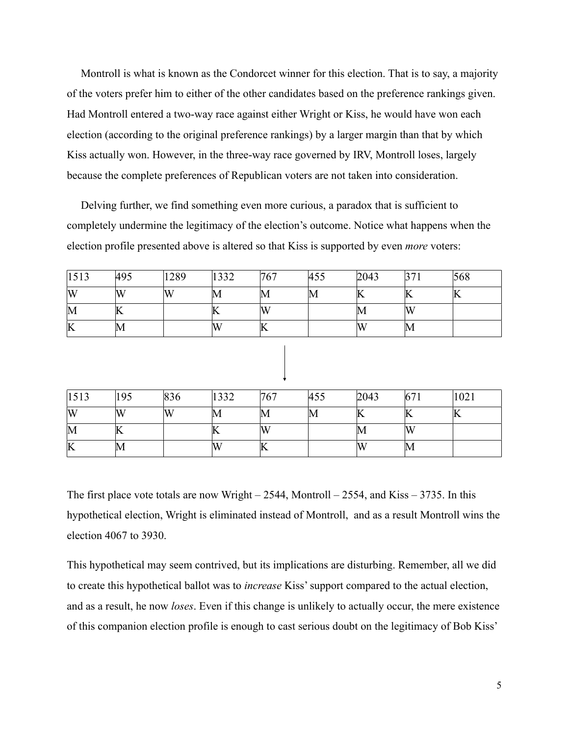Montroll is what is known as the Condorcet winner for this election. That is to say, a majority of the voters prefer him to either of the other candidates based on the preference rankings given. Had Montroll entered a two-way race against either Wright or Kiss, he would have won each election (according to the original preference rankings) by a larger margin than that by which Kiss actually won. However, in the three-way race governed by IRV, Montroll loses, largely because the complete preferences of Republican voters are not taken into consideration.

Delving further, we find something even more curious, a paradox that is sufficient to completely undermine the legitimacy of the election's outcome. Notice what happens when the election profile presented above is altered so that Kiss is supported by even *more* voters:

| 1513 | 495 | 1289 | 1332 | 767 | 455 | 2043 | 371 | 568 |
|---|---|---|---|---|---|---|---|---|
| W | W | W | M | M | M | K | K | K |
| M | K | | K | W | | M | W | |
| K | M | | W | K | | W | M | |

↓

| 1513 | 195 | 836 | 1332 | 767 | 455 | 2043 | 671 | 1021 |
|---|---|---|---|---|---|---|---|---|
| W | W | W | M | M | M | K | K | K |
| M | K | | K | W | | M | W | |
| K | M | | W | K | | W | M | |

The first place vote totals are now Wright – 2544, Montroll – 2554, and Kiss – 3735. In this hypothetical election, Wright is eliminated instead of Montroll, and as a result Montroll wins the election 4067 to 3930.

This hypothetical may seem contrived, but its implications are disturbing. Remember, all we did to create this hypothetical ballot was to *increase* Kiss' support compared to the actual election, and as a result, he now *loses*. Even if this change is unlikely to actually occur, the mere existence of this companion election profile is enough to cast serious doubt on the legitimacy of Bob Kiss'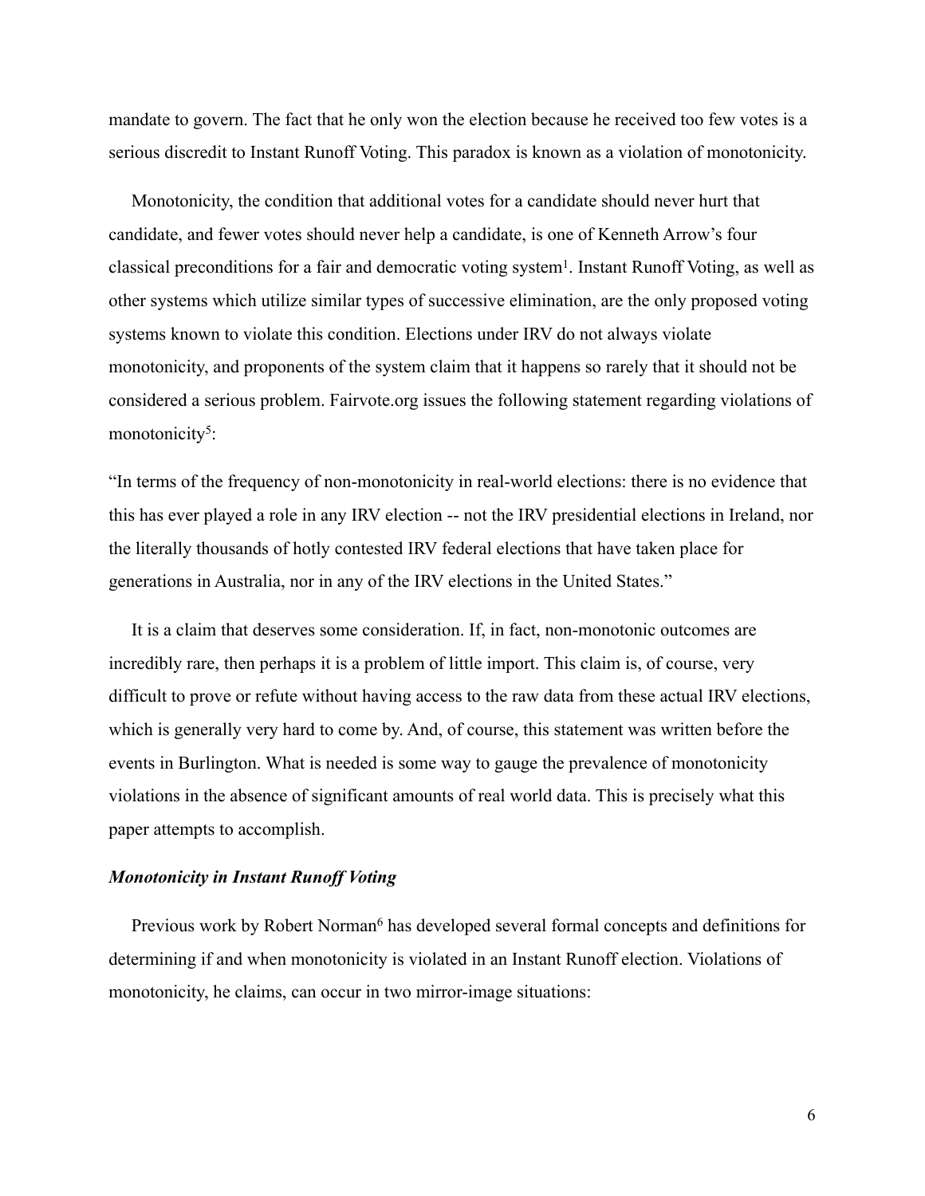mandate to govern. The fact that he only won the election because he received too few votes is a serious discredit to Instant Runoff Voting. This paradox is known as a violation of monotonicity.

Monotonicity, the condition that additional votes for a candidate should never hurt that candidate, and fewer votes should never help a candidate, is one of Kenneth Arrow's four classical preconditions for a fair and democratic voting system[1]. Instant Runoff Voting, as well as other systems which utilize similar types of successive elimination, are the only proposed voting systems known to violate this condition. Elections under IRV do not always violate monotonicity, and proponents of the system claim that it happens so rarely that it should not be considered a serious problem. Fairvote.org issues the following statement regarding violations of monotonicity[5]:

"In terms of the frequency of non-monotonicity in real-world elections: there is no evidence that this has ever played a role in any IRV election -- not the IRV presidential elections in Ireland, nor the literally thousands of hotly contested IRV federal elections that have taken place for generations in Australia, nor in any of the IRV elections in the United States."

It is a claim that deserves some consideration. If, in fact, non-monotonic outcomes are incredibly rare, then perhaps it is a problem of little import. This claim is, of course, very difficult to prove or refute without having access to the raw data from these actual IRV elections, which is generally very hard to come by. And, of course, this statement was written before the events in Burlington. What is needed is some way to gauge the prevalence of monotonicity violations in the absence of significant amounts of real world data. This is precisely what this paper attempts to accomplish.

### *Monotonicity in Instant Runoff Voting*

Previous work by Robert Norman[6] has developed several formal concepts and definitions for determining if and when monotonicity is violated in an Instant Runoff election. Violations of monotonicity, he claims, can occur in two mirror-image situations: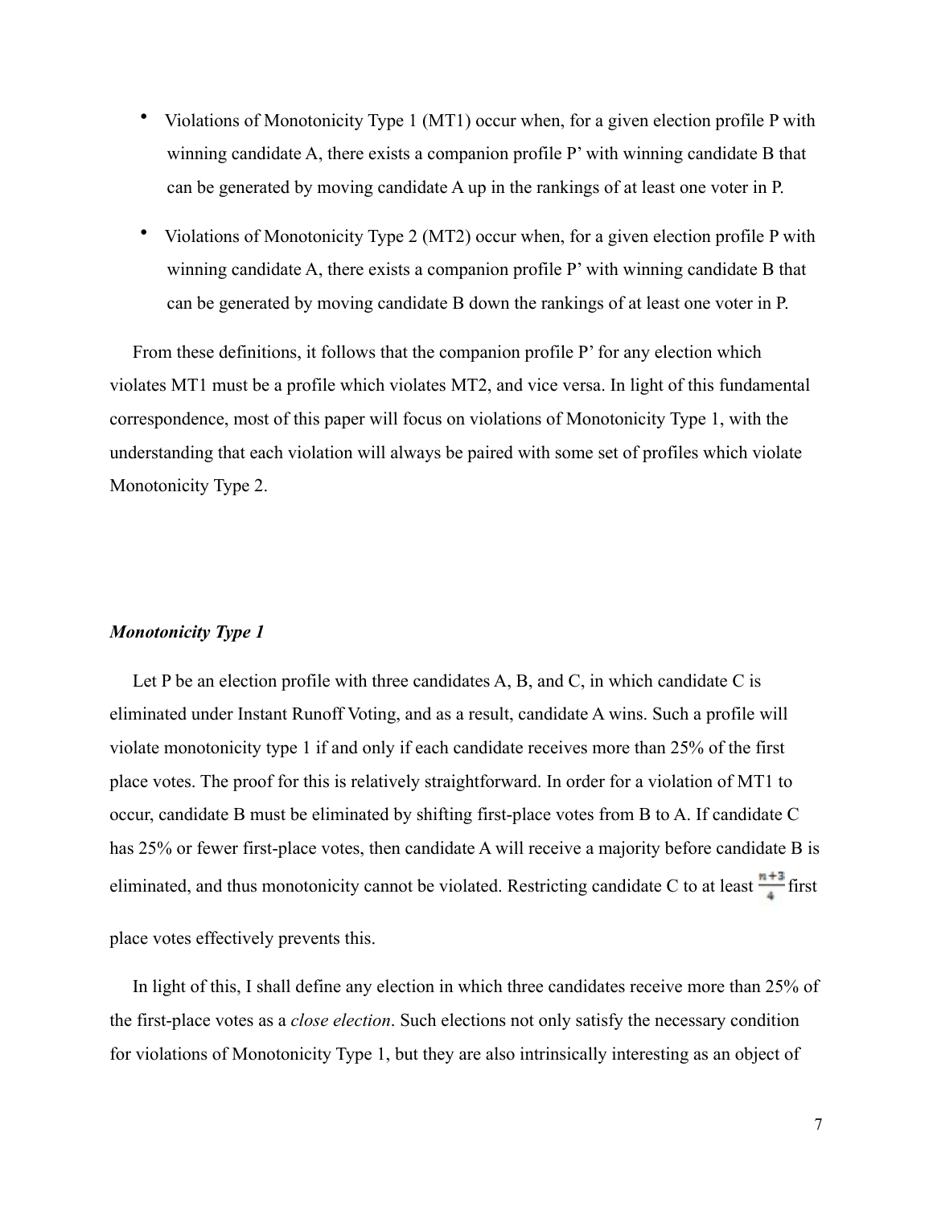- Violations of Monotonicity Type 1 (MT1) occur when, for a given election profile P with winning candidate A, there exists a companion profile P' with winning candidate B that can be generated by moving candidate A up in the rankings of at least one voter in P.
- Violations of Monotonicity Type 2 (MT2) occur when, for a given election profile P with winning candidate A, there exists a companion profile P' with winning candidate B that can be generated by moving candidate B down the rankings of at least one voter in P.

From these definitions, it follows that the companion profile P' for any election which violates MT1 must be a profile which violates MT2, and vice versa. In light of this fundamental correspondence, most of this paper will focus on violations of Monotonicity Type 1, with the understanding that each violation will always be paired with some set of profiles which violate Monotonicity Type 2.

### *Monotonicity Type 1*

Let P be an election profile with three candidates A, B, and C, in which candidate C is eliminated under Instant Runoff Voting, and as a result, candidate A wins. Such a profile will violate monotonicity type 1 if and only if each candidate receives more than 25% of the first place votes. The proof for this is relatively straightforward. In order for a violation of MT1 to occur, candidate B must be eliminated by shifting first-place votes from B to A. If candidate C has 25% or fewer first-place votes, then candidate A will receive a majority before candidate B is eliminated, and thus monotonicity cannot be violated. Restricting candidate C to at least $\frac{n+3}{4}$ first place votes effectively prevents this.

In light of this, I shall define any election in which three candidates receive more than 25% of the first-place votes as a *close election*. Such elections not only satisfy the necessary condition for violations of Monotonicity Type 1, but they are also intrinsically interesting as an object of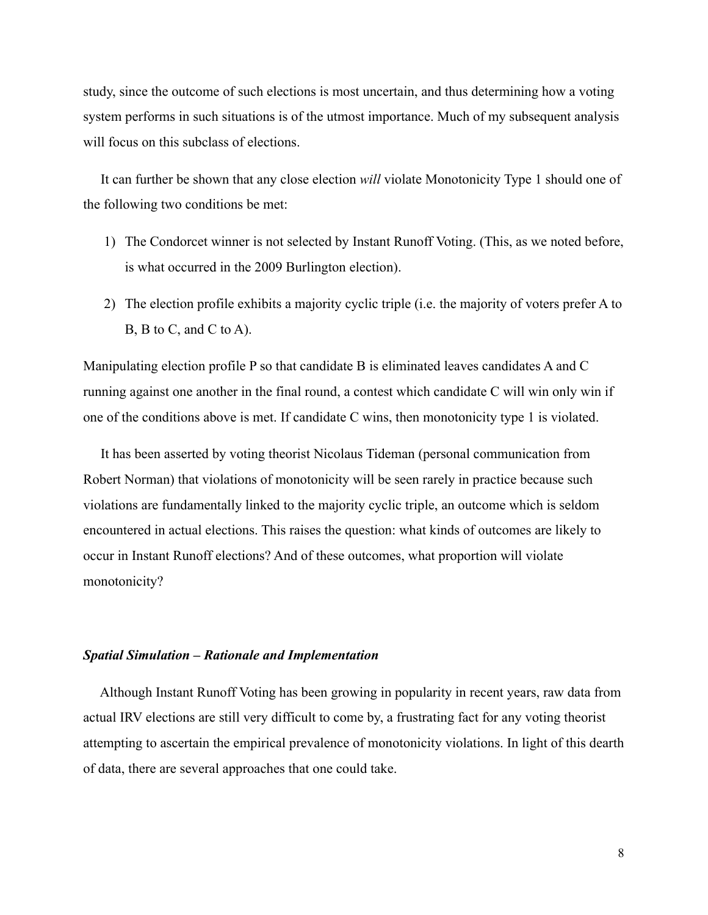study, since the outcome of such elections is most uncertain, and thus determining how a voting system performs in such situations is of the utmost importance. Much of my subsequent analysis will focus on this subclass of elections.

It can further be shown that any close election *will* violate Monotonicity Type 1 should one of the following two conditions be met:

1) The Condorcet winner is not selected by Instant Runoff Voting. (This, as we noted before, is what occurred in the 2009 Burlington election).
2) The election profile exhibits a majority cyclic triple (i.e. the majority of voters prefer A to B, B to C, and C to A).

Manipulating election profile P so that candidate B is eliminated leaves candidates A and C running against one another in the final round, a contest which candidate C will win only win if one of the conditions above is met. If candidate C wins, then monotonicity type 1 is violated.

It has been asserted by voting theorist Nicolaus Tideman (personal communication from Robert Norman) that violations of monotonicity will be seen rarely in practice because such violations are fundamentally linked to the majority cyclic triple, an outcome which is seldom encountered in actual elections. This raises the question: what kinds of outcomes are likely to occur in Instant Runoff elections? And of these outcomes, what proportion will violate monotonicity?

### *Spatial Simulation – Rationale and Implementation*

Although Instant Runoff Voting has been growing in popularity in recent years, raw data from actual IRV elections are still very difficult to come by, a frustrating fact for any voting theorist attempting to ascertain the empirical prevalence of monotonicity violations. In light of this dearth of data, there are several approaches that one could take.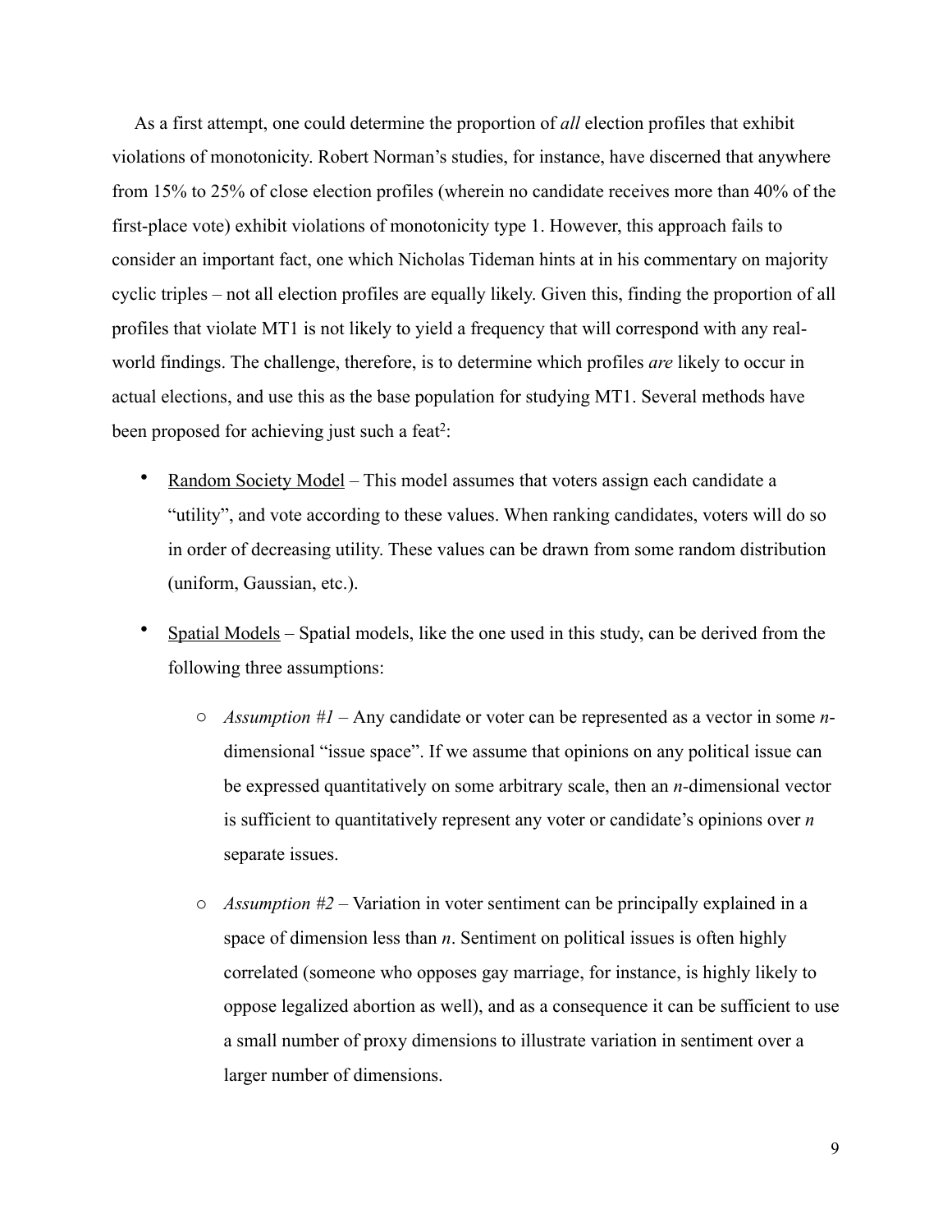As a first attempt, one could determine the proportion of *all* election profiles that exhibit violations of monotonicity. Robert Norman's studies, for instance, have discerned that anywhere from 15% to 25% of close election profiles (wherein no candidate receives more than 40% of the first-place vote) exhibit violations of monotonicity type 1. However, this approach fails to consider an important fact, one which Nicholas Tideman hints at in his commentary on majority cyclic triples – not all election profiles are equally likely. Given this, finding the proportion of all profiles that violate MT1 is not likely to yield a frequency that will correspond with any real-world findings. The challenge, therefore, is to determine which profiles *are* likely to occur in actual elections, and use this as the base population for studying MT1. Several methods have been proposed for achieving just such a feat[2]:

- Random Society Model – This model assumes that voters assign each candidate a "utility", and vote according to these values. When ranking candidates, voters will do so in order of decreasing utility. These values can be drawn from some random distribution (uniform, Gaussian, etc.).
- Spatial Models – Spatial models, like the one used in this study, can be derived from the following three assumptions:
  - *Assumption #1* – Any candidate or voter can be represented as a vector in some $n$-dimensional "issue space". If we assume that opinions on any political issue can be expressed quantitatively on some arbitrary scale, then an $n$-dimensional vector is sufficient to quantitatively represent any voter or candidate's opinions over $n$ separate issues.
  - *Assumption #2* – Variation in voter sentiment can be principally explained in a space of dimension less than $n$. Sentiment on political issues is often highly correlated (someone who opposes gay marriage, for instance, is highly likely to oppose legalized abortion as well), and as a consequence it can be sufficient to use a small number of proxy dimensions to illustrate variation in sentiment over a larger number of dimensions.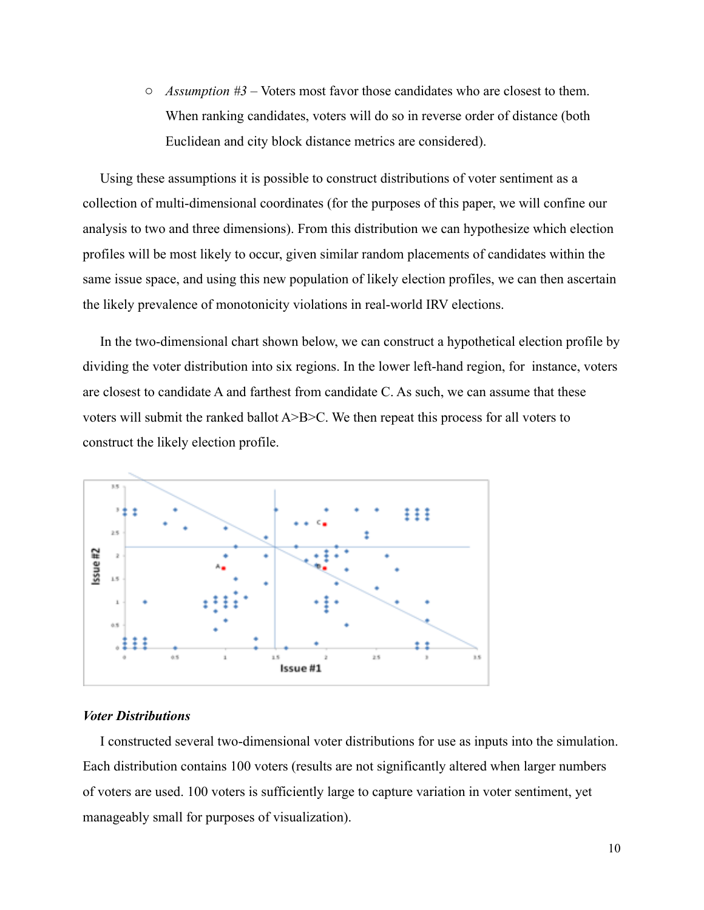- *Assumption #3* – Voters most favor those candidates who are closest to them. When ranking candidates, voters will do so in reverse order of distance (both Euclidean and city block distance metrics are considered).

Using these assumptions it is possible to construct distributions of voter sentiment as a collection of multi-dimensional coordinates (for the purposes of this paper, we will confine our analysis to two and three dimensions). From this distribution we can hypothesize which election profiles will be most likely to occur, given similar random placements of candidates within the same issue space, and using this new population of likely election profiles, we can then ascertain the likely prevalence of monotonicity violations in real-world IRV elections.

In the two-dimensional chart shown below, we can construct a hypothetical election profile by dividing the voter distribution into six regions. In the lower left-hand region, for instance, voters are closest to candidate A and farthest from candidate C. As such, we can assume that these voters will submit the ranked ballot A>B>C. We then repeat this process for all voters to construct the likely election profile.

### *Voter Distributions*

I constructed several two-dimensional voter distributions for use as inputs into the simulation. Each distribution contains 100 voters (results are not significantly altered when larger numbers of voters are used. 100 voters is sufficiently large to capture variation in voter sentiment, yet manageably small for purposes of visualization).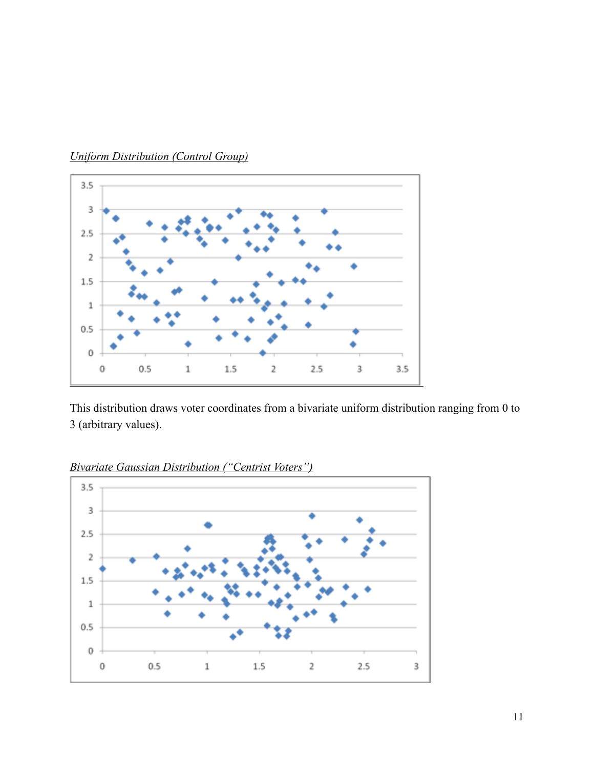*Uniform Distribution (Control Group)*

This distribution draws voter coordinates from a bivariate uniform distribution ranging from 0 to 3 (arbitrary values).

*Bivariate Gaussian Distribution ("Centrist Voters")*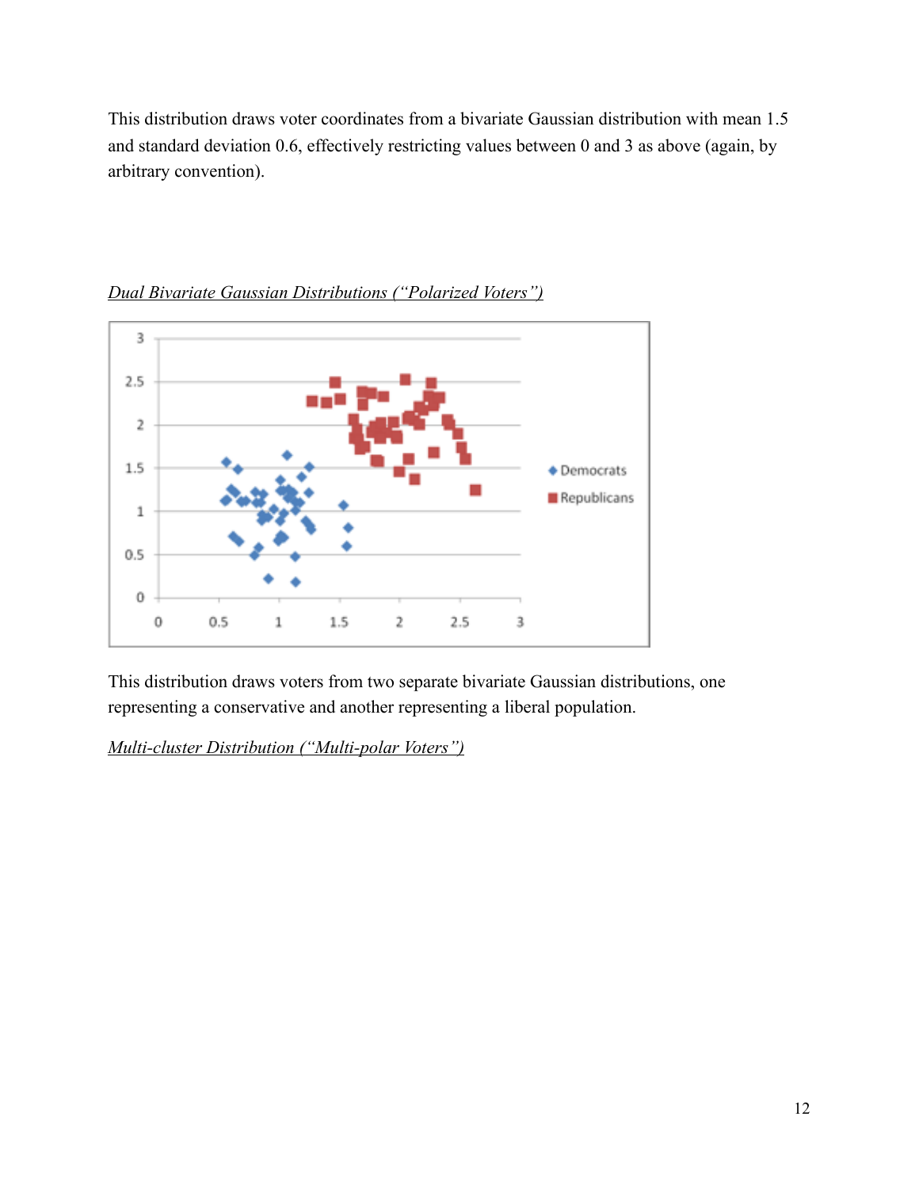This distribution draws voter coordinates from a bivariate Gaussian distribution with mean 1.5 and standard deviation 0.6, effectively restricting values between 0 and 3 as above (again, by arbitrary convention).

*Dual Bivariate Gaussian Distributions (“Polarized Voters”)*

This distribution draws voters from two separate bivariate Gaussian distributions, one representing a conservative and another representing a liberal population.

*Multi-cluster Distribution (“Multi-polar Voters”)*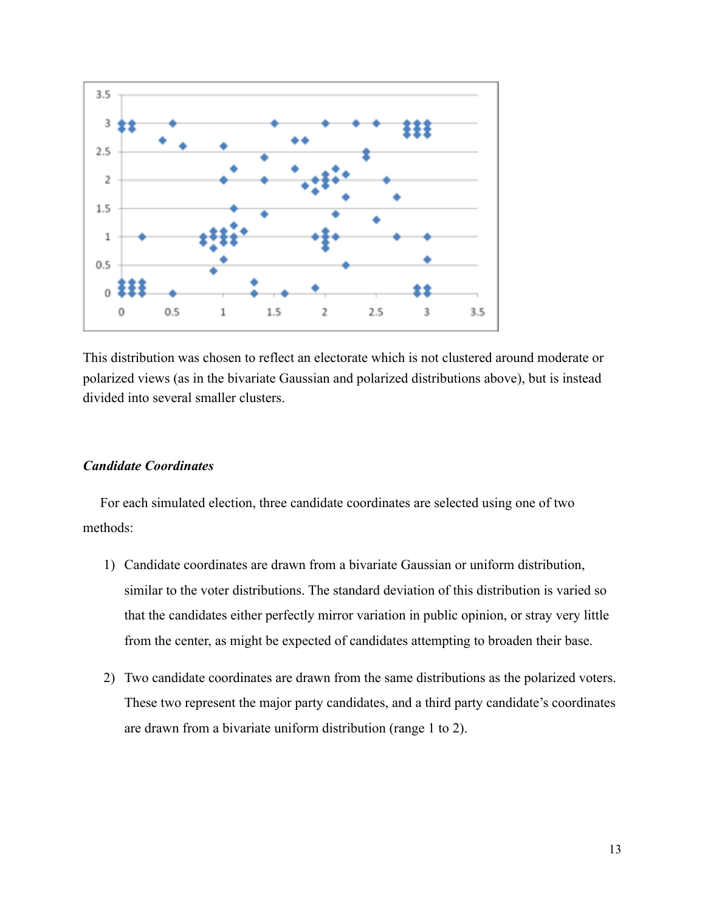This distribution was chosen to reflect an electorate which is not clustered around moderate or polarized views (as in the bivariate Gaussian and polarized distributions above), but is instead divided into several smaller clusters.

***Candidate Coordinates***

For each simulated election, three candidate coordinates are selected using one of two methods:

1) Candidate coordinates are drawn from a bivariate Gaussian or uniform distribution, similar to the voter distributions. The standard deviation of this distribution is varied so that the candidates either perfectly mirror variation in public opinion, or stray very little from the center, as might be expected of candidates attempting to broaden their base.

2) Two candidate coordinates are drawn from the same distributions as the polarized voters. These two represent the major party candidates, and a third party candidate's coordinates are drawn from a bivariate uniform distribution (range 1 to 2).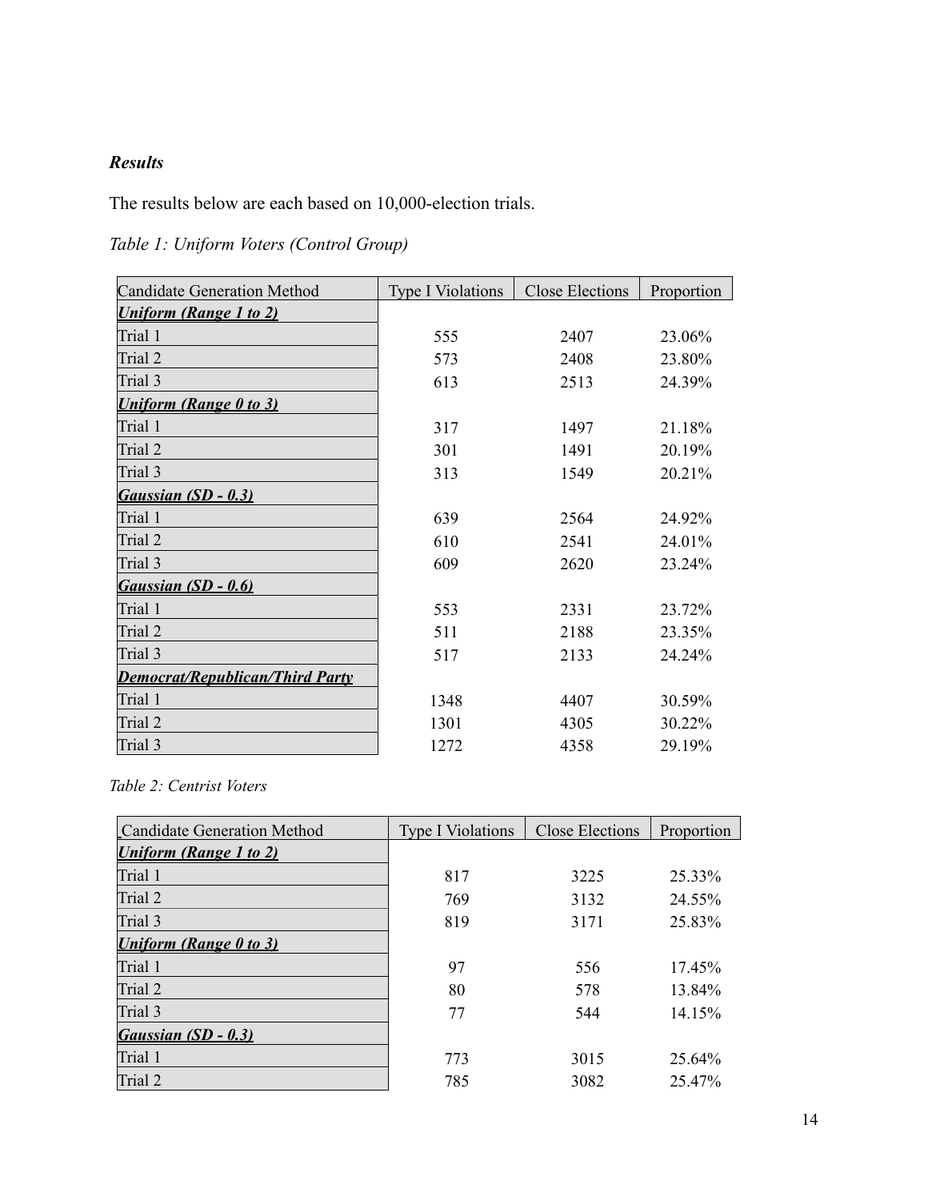***Results***

The results below are each based on 10,000-election trials.

*Table 1: Uniform Voters (Control Group)*

| Candidate Generation Method | Type I Violations | Close Elections | Proportion |
|---|---|---|---|
| ***Uniform (Range 1 to 2)*** | | | |
| Trial 1 | 555 | 2407 | 23.06% |
| Trial 2 | 573 | 2408 | 23.80% |
| Trial 3 | 613 | 2513 | 24.39% |
| ***Uniform (Range 0 to 3)*** | | | |
| Trial 1 | 317 | 1497 | 21.18% |
| Trial 2 | 301 | 1491 | 20.19% |
| Trial 3 | 313 | 1549 | 20.21% |
| ***Gaussian (SD - 0.3)*** | | | |
| Trial 1 | 639 | 2564 | 24.92% |
| Trial 2 | 610 | 2541 | 24.01% |
| Trial 3 | 609 | 2620 | 23.24% |
| ***Gaussian (SD - 0.6)*** | | | |
| Trial 1 | 553 | 2331 | 23.72% |
| Trial 2 | 511 | 2188 | 23.35% |
| Trial 3 | 517 | 2133 | 24.24% |
| ***Democrat/Republican/Third Party*** | | | |
| Trial 1 | 1348 | 4407 | 30.59% |
| Trial 2 | 1301 | 4305 | 30.22% |
| Trial 3 | 1272 | 4358 | 29.19% |

*Table 2: Centrist Voters*

| Candidate Generation Method | Type I Violations | Close Elections | Proportion |
|---|---|---|---|
| ***Uniform (Range 1 to 2)*** | | | |
| Trial 1 | 817 | 3225 | 25.33% |
| Trial 2 | 769 | 3132 | 24.55% |
| Trial 3 | 819 | 3171 | 25.83% |
| ***Uniform (Range 0 to 3)*** | | | |
| Trial 1 | 97 | 556 | 17.45% |
| Trial 2 | 80 | 578 | 13.84% |
| Trial 3 | 77 | 544 | 14.15% |
| ***Gaussian (SD - 0.3)*** | | | |
| Trial 1 | 773 | 3015 | 25.64% |
| Trial 2 | 785 | 3082 | 25.47% |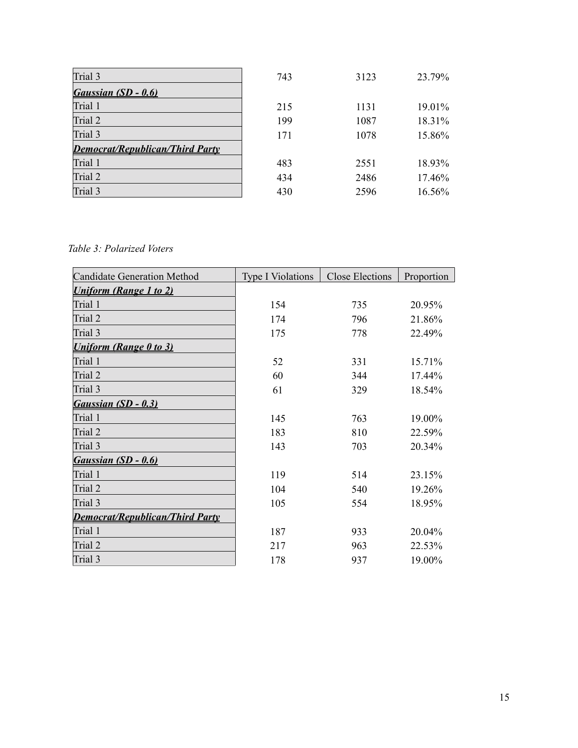| | | | |
|---|---|---|---|
| Trial 3 | 743 | 3123 | 23.79% |
| ***Gaussian (SD - 0.6)*** | | | |
| Trial 1 | 215 | 1131 | 19.01% |
| Trial 2 | 199 | 1087 | 18.31% |
| Trial 3 | 171 | 1078 | 15.86% |
| ***Democrat/Republican/Third Party*** | | | |
| Trial 1 | 483 | 2551 | 18.93% |
| Trial 2 | 434 | 2486 | 17.46% |
| Trial 3 | 430 | 2596 | 16.56% |

*Table 3: Polarized Voters*

| Candidate Generation Method | Type I Violations | Close Elections | Proportion |
|---|---|---|---|
| ***Uniform (Range 1 to 2)*** | | | |
| Trial 1 | 154 | 735 | 20.95% |
| Trial 2 | 174 | 796 | 21.86% |
| Trial 3 | 175 | 778 | 22.49% |
| ***Uniform (Range 0 to 3)*** | | | |
| Trial 1 | 52 | 331 | 15.71% |
| Trial 2 | 60 | 344 | 17.44% |
| Trial 3 | 61 | 329 | 18.54% |
| ***Gaussian (SD - 0.3)*** | | | |
| Trial 1 | 145 | 763 | 19.00% |
| Trial 2 | 183 | 810 | 22.59% |
| Trial 3 | 143 | 703 | 20.34% |
| ***Gaussian (SD - 0.6)*** | | | |
| Trial 1 | 119 | 514 | 23.15% |
| Trial 2 | 104 | 540 | 19.26% |
| Trial 3 | 105 | 554 | 18.95% |
| ***Democrat/Republican/Third Party*** | | | |
| Trial 1 | 187 | 933 | 20.04% |
| Trial 2 | 217 | 963 | 22.53% |
| Trial 3 | 178 | 937 | 19.00% |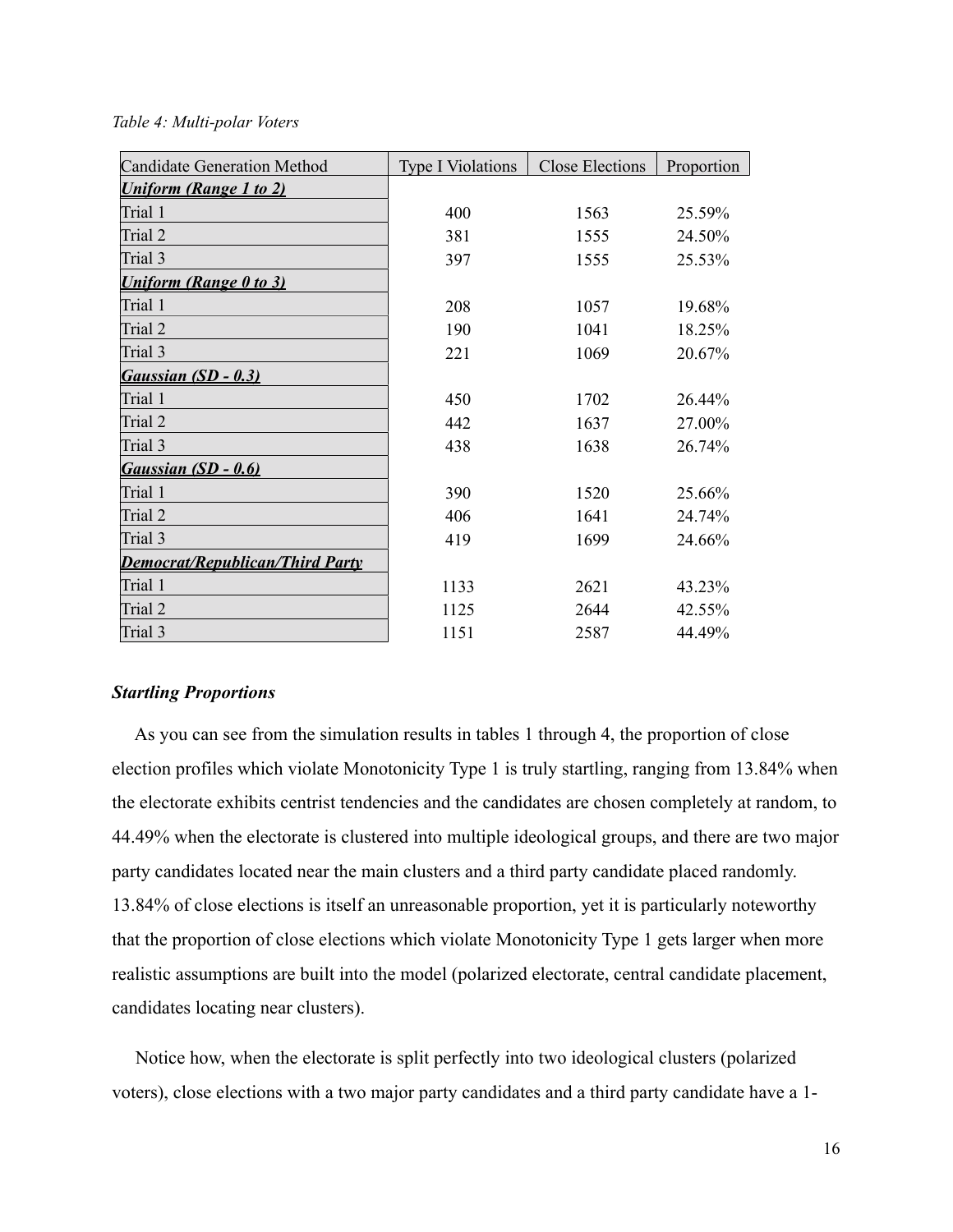*Table 4: Multi-polar Voters*

| Candidate Generation Method | Type I Violations | Close Elections | Proportion |
|---|---|---|---|
| ***Uniform (Range 1 to 2)*** | | | |
| Trial 1 | 400 | 1563 | 25.59% |
| Trial 2 | 381 | 1555 | 24.50% |
| Trial 3 | 397 | 1555 | 25.53% |
| ***Uniform (Range 0 to 3)*** | | | |
| Trial 1 | 208 | 1057 | 19.68% |
| Trial 2 | 190 | 1041 | 18.25% |
| Trial 3 | 221 | 1069 | 20.67% |
| ***Gaussian (SD - 0.3)*** | | | |
| Trial 1 | 450 | 1702 | 26.44% |
| Trial 2 | 442 | 1637 | 27.00% |
| Trial 3 | 438 | 1638 | 26.74% |
| ***Gaussian (SD - 0.6)*** | | | |
| Trial 1 | 390 | 1520 | 25.66% |
| Trial 2 | 406 | 1641 | 24.74% |
| Trial 3 | 419 | 1699 | 24.66% |
| ***Democrat/Republican/Third Party*** | | | |
| Trial 1 | 1133 | 2621 | 43.23% |
| Trial 2 | 1125 | 2644 | 42.55% |
| Trial 3 | 1151 | 2587 | 44.49% |

### ***Startling Proportions***

As you can see from the simulation results in tables 1 through 4, the proportion of close election profiles which violate Monotonicity Type 1 is truly startling, ranging from 13.84% when the electorate exhibits centrist tendencies and the candidates are chosen completely at random, to 44.49% when the electorate is clustered into multiple ideological groups, and there are two major party candidates located near the main clusters and a third party candidate placed randomly. 13.84% of close elections is itself an unreasonable proportion, yet it is particularly noteworthy that the proportion of close elections which violate Monotonicity Type 1 gets larger when more realistic assumptions are built into the model (polarized electorate, central candidate placement, candidates locating near clusters).

Notice how, when the electorate is split perfectly into two ideological clusters (polarized voters), close elections with a two major party candidates and a third party candidate have a 1-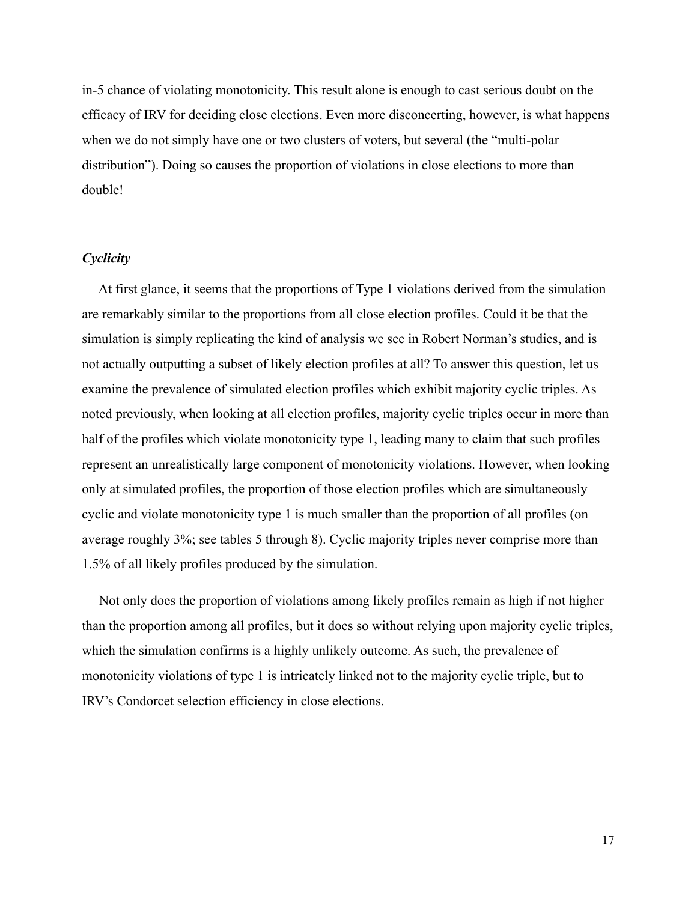in-5 chance of violating monotonicity. This result alone is enough to cast serious doubt on the efficacy of IRV for deciding close elections. Even more disconcerting, however, is what happens when we do not simply have one or two clusters of voters, but several (the "multi-polar distribution"). Doing so causes the proportion of violations in close elections to more than double!

### *Cyclicity*

At first glance, it seems that the proportions of Type 1 violations derived from the simulation are remarkably similar to the proportions from all close election profiles. Could it be that the simulation is simply replicating the kind of analysis we see in Robert Norman's studies, and is not actually outputting a subset of likely election profiles at all? To answer this question, let us examine the prevalence of simulated election profiles which exhibit majority cyclic triples. As noted previously, when looking at all election profiles, majority cyclic triples occur in more than half of the profiles which violate monotonicity type 1, leading many to claim that such profiles represent an unrealistically large component of monotonicity violations. However, when looking only at simulated profiles, the proportion of those election profiles which are simultaneously cyclic and violate monotonicity type 1 is much smaller than the proportion of all profiles (on average roughly 3%; see tables 5 through 8). Cyclic majority triples never comprise more than 1.5% of all likely profiles produced by the simulation.

Not only does the proportion of violations among likely profiles remain as high if not higher than the proportion among all profiles, but it does so without relying upon majority cyclic triples, which the simulation confirms is a highly unlikely outcome. As such, the prevalence of monotonicity violations of type 1 is intricately linked not to the majority cyclic triple, but to IRV's Condorcet selection efficiency in close elections.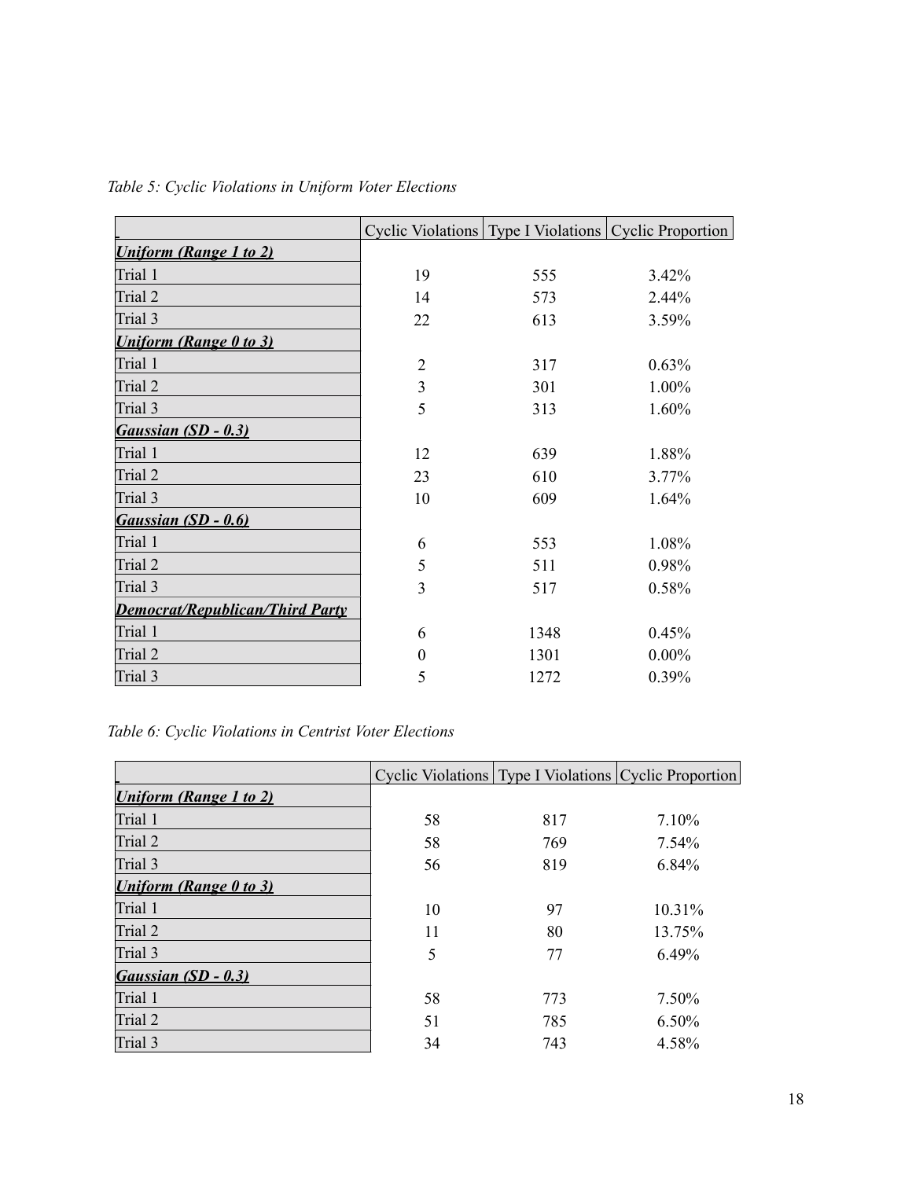*Table 5: Cyclic Violations in Uniform Voter Elections*

| | Cyclic Violations | Type I Violations | Cyclic Proportion |
|---|---|---|---|
| ***Uniform (Range 1 to 2)*** | | | |
| Trial 1 | 19 | 555 | 3.42% |
| Trial 2 | 14 | 573 | 2.44% |
| Trial 3 | 22 | 613 | 3.59% |
| ***Uniform (Range 0 to 3)*** | | | |
| Trial 1 | 2 | 317 | 0.63% |
| Trial 2 | 3 | 301 | 1.00% |
| Trial 3 | 5 | 313 | 1.60% |
| ***Gaussian (SD - 0.3)*** | | | |
| Trial 1 | 12 | 639 | 1.88% |
| Trial 2 | 23 | 610 | 3.77% |
| Trial 3 | 10 | 609 | 1.64% |
| ***Gaussian (SD - 0.6)*** | | | |
| Trial 1 | 6 | 553 | 1.08% |
| Trial 2 | 5 | 511 | 0.98% |
| Trial 3 | 3 | 517 | 0.58% |
| ***Democrat/Republican/Third Party*** | | | |
| Trial 1 | 6 | 1348 | 0.45% |
| Trial 2 | 0 | 1301 | 0.00% |
| Trial 3 | 5 | 1272 | 0.39% |

*Table 6: Cyclic Violations in Centrist Voter Elections*

| | Cyclic Violations | Type I Violations | Cyclic Proportion |
|---|---|---|---|
| ***Uniform (Range 1 to 2)*** | | | |
| Trial 1 | 58 | 817 | 7.10% |
| Trial 2 | 58 | 769 | 7.54% |
| Trial 3 | 56 | 819 | 6.84% |
| ***Uniform (Range 0 to 3)*** | | | |
| Trial 1 | 10 | 97 | 10.31% |
| Trial 2 | 11 | 80 | 13.75% |
| Trial 3 | 5 | 77 | 6.49% |
| ***Gaussian (SD - 0.3)*** | | | |
| Trial 1 | 58 | 773 | 7.50% |
| Trial 2 | 51 | 785 | 6.50% |
| Trial 3 | 34 | 743 | 4.58% |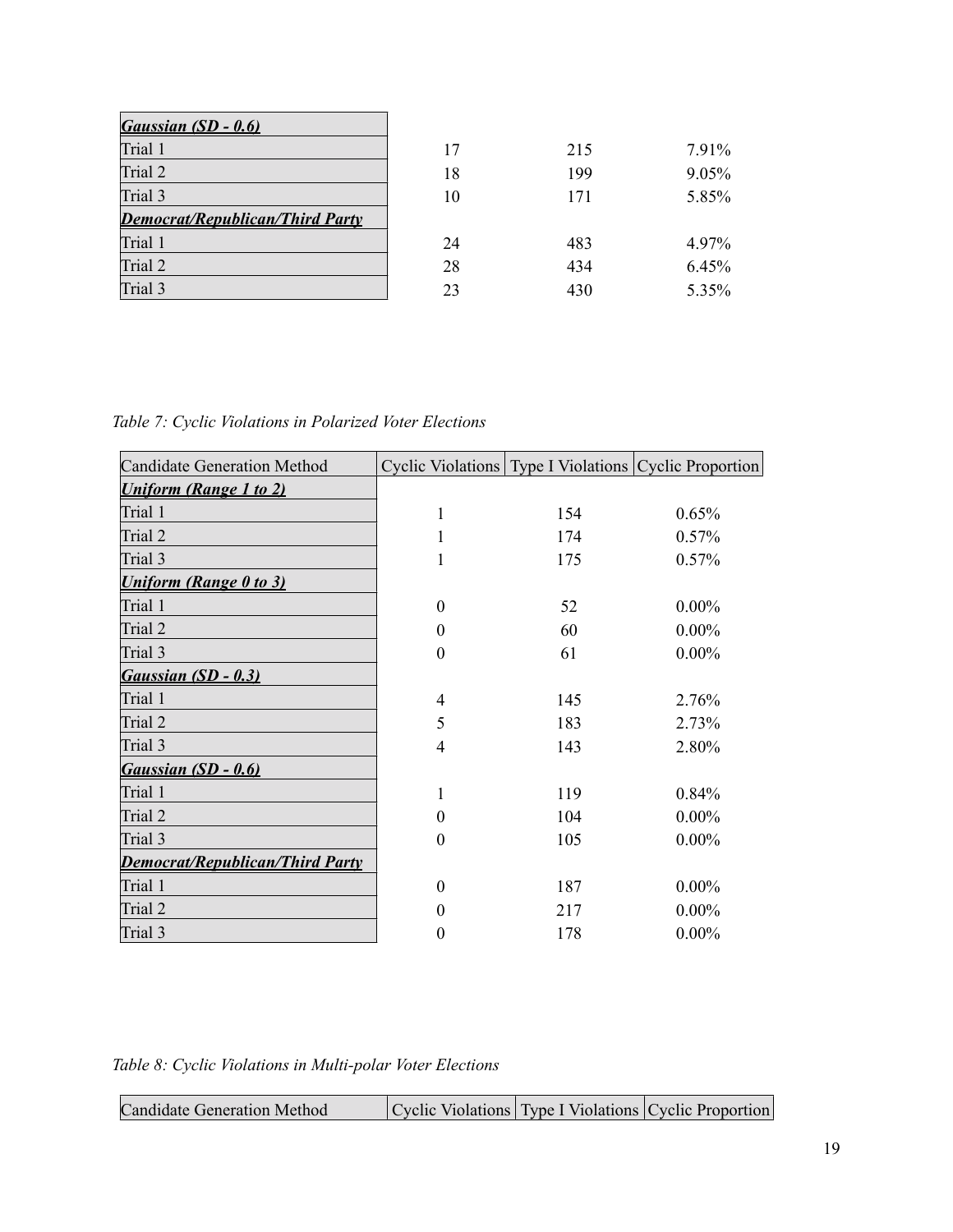| Gaussian (SD - 0.6) | | | |
|---|---|---|---|
| Trial 1 | 17 | 215 | 7.91% |
| Trial 2 | 18 | 199 | 9.05% |
| Trial 3 | 10 | 171 | 5.85% |
| ***Democrat/Republican/Third Party*** | | | |
| Trial 1 | 24 | 483 | 4.97% |
| Trial 2 | 28 | 434 | 6.45% |
| Trial 3 | 23 | 430 | 5.35% |

*Table 7: Cyclic Violations in Polarized Voter Elections*

| Candidate Generation Method | Cyclic Violations | Type I Violations | Cyclic Proportion |
|---|---|---|---|
| ***Uniform (Range 1 to 2)*** | | | |
| Trial 1 | 1 | 154 | 0.65% |
| Trial 2 | 1 | 174 | 0.57% |
| Trial 3 | 1 | 175 | 0.57% |
| ***Uniform (Range 0 to 3)*** | | | |
| Trial 1 | 0 | 52 | 0.00% |
| Trial 2 | 0 | 60 | 0.00% |
| Trial 3 | 0 | 61 | 0.00% |
| ***Gaussian (SD - 0.3)*** | | | |
| Trial 1 | 4 | 145 | 2.76% |
| Trial 2 | 5 | 183 | 2.73% |
| Trial 3 | 4 | 143 | 2.80% |
| ***Gaussian (SD - 0.6)*** | | | |
| Trial 1 | 1 | 119 | 0.84% |
| Trial 2 | 0 | 104 | 0.00% |
| Trial 3 | 0 | 105 | 0.00% |
| ***Democrat/Republican/Third Party*** | | | |
| Trial 1 | 0 | 187 | 0.00% |
| Trial 2 | 0 | 217 | 0.00% |
| Trial 3 | 0 | 178 | 0.00% |

*Table 8: Cyclic Violations in Multi-polar Voter Elections*

| Candidate Generation Method | Cyclic Violations | Type I Violations | Cyclic Proportion |
|---|---|---|---|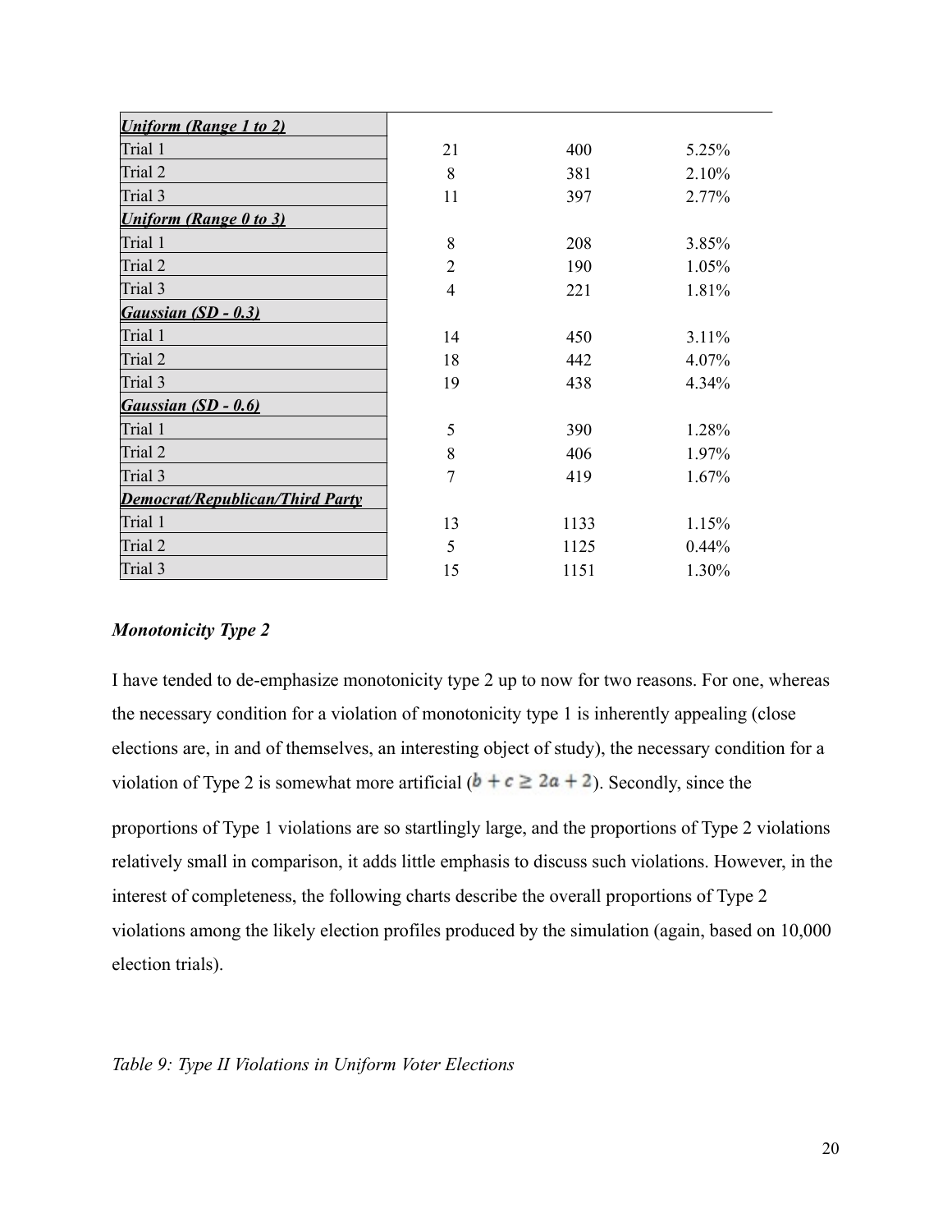| | | | |
|---|---|---|---|
| ***Uniform (Range 1 to 2)*** | | | |
| Trial 1 | 21 | 400 | 5.25% |
| Trial 2 | 8 | 381 | 2.10% |
| Trial 3 | 11 | 397 | 2.77% |
| ***Uniform (Range 0 to 3)*** | | | |
| Trial 1 | 8 | 208 | 3.85% |
| Trial 2 | 2 | 190 | 1.05% |
| Trial 3 | 4 | 221 | 1.81% |
| ***Gaussian (SD - 0.3)*** | | | |
| Trial 1 | 14 | 450 | 3.11% |
| Trial 2 | 18 | 442 | 4.07% |
| Trial 3 | 19 | 438 | 4.34% |
| ***Gaussian (SD - 0.6)*** | | | |
| Trial 1 | 5 | 390 | 1.28% |
| Trial 2 | 8 | 406 | 1.97% |
| Trial 3 | 7 | 419 | 1.67% |
| ***Democrat/Republican/Third Party*** | | | |
| Trial 1 | 13 | 1133 | 1.15% |
| Trial 2 | 5 | 1125 | 0.44% |
| Trial 3 | 15 | 1151 | 1.30% |

### *Monotonicity Type 2*

I have tended to de-emphasize monotonicity type 2 up to now for two reasons. For one, whereas the necessary condition for a violation of monotonicity type 1 is inherently appealing (close elections are, in and of themselves, an interesting object of study), the necessary condition for a violation of Type 2 is somewhat more artificial ($b + c \geq 2a + 2$). Secondly, since the proportions of Type 1 violations are so startlingly large, and the proportions of Type 2 violations relatively small in comparison, it adds little emphasis to discuss such violations. However, in the interest of completeness, the following charts describe the overall proportions of Type 2 violations among the likely election profiles produced by the simulation (again, based on 10,000 election trials).

*Table 9: Type II Violations in Uniform Voter Elections*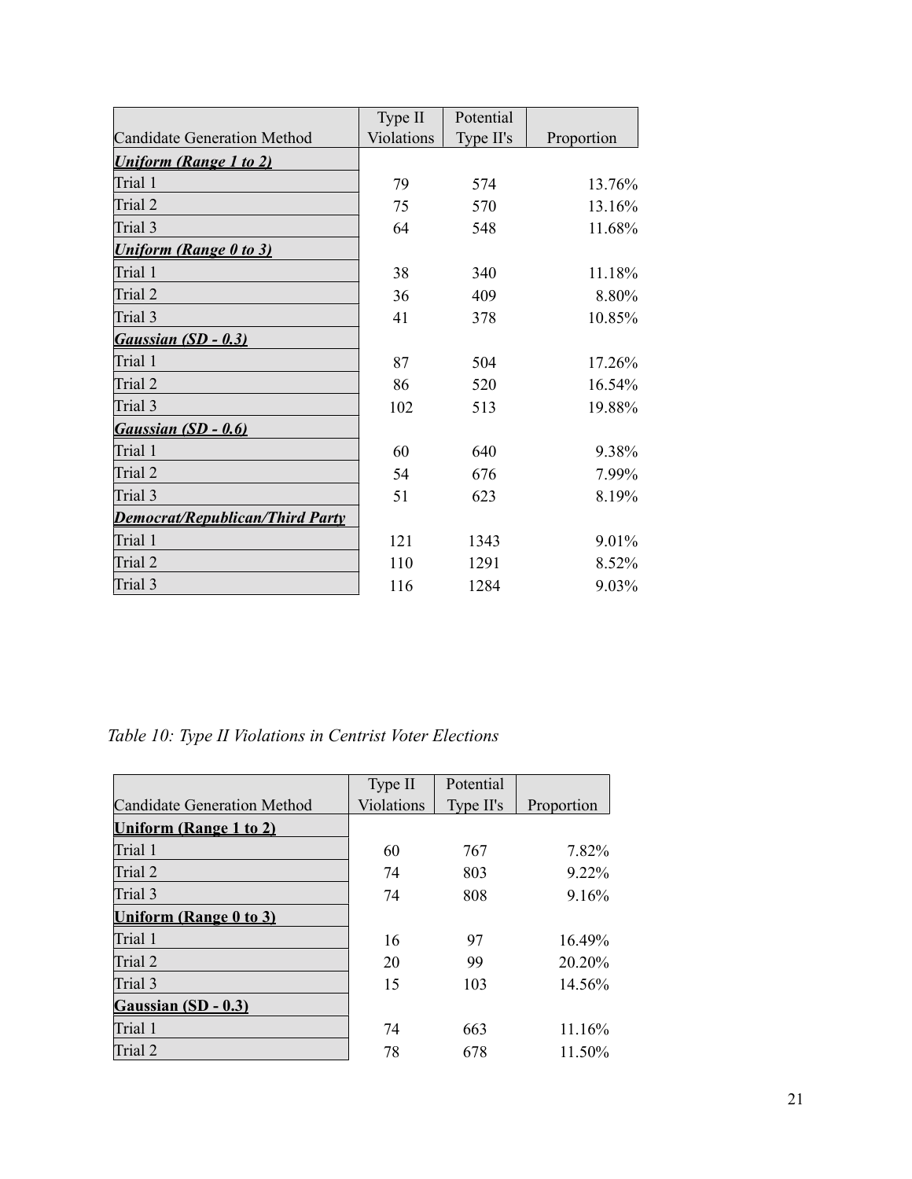| Candidate Generation Method | Type II Violations | Potential Type II's | Proportion |
|---|---|---|---|
| ***Uniform (Range 1 to 2)*** | | | |
| Trial 1 | 79 | 574 | 13.76% |
| Trial 2 | 75 | 570 | 13.16% |
| Trial 3 | 64 | 548 | 11.68% |
| ***Uniform (Range 0 to 3)*** | | | |
| Trial 1 | 38 | 340 | 11.18% |
| Trial 2 | 36 | 409 | 8.80% |
| Trial 3 | 41 | 378 | 10.85% |
| ***Gaussian (SD - 0.3)*** | | | |
| Trial 1 | 87 | 504 | 17.26% |
| Trial 2 | 86 | 520 | 16.54% |
| Trial 3 | 102 | 513 | 19.88% |
| ***Gaussian (SD - 0.6)*** | | | |
| Trial 1 | 60 | 640 | 9.38% |
| Trial 2 | 54 | 676 | 7.99% |
| Trial 3 | 51 | 623 | 8.19% |
| ***Democrat/Republican/Third Party*** | | | |
| Trial 1 | 121 | 1343 | 9.01% |
| Trial 2 | 110 | 1291 | 8.52% |
| Trial 3 | 116 | 1284 | 9.03% |

*Table 10: Type II Violations in Centrist Voter Elections*

| Candidate Generation Method | Type II Violations | Potential Type II's | Proportion |
|---|---|---|---|
| **Uniform (Range 1 to 2)** | | | |
| Trial 1 | 60 | 767 | 7.82% |
| Trial 2 | 74 | 803 | 9.22% |
| Trial 3 | 74 | 808 | 9.16% |
| **Uniform (Range 0 to 3)** | | | |
| Trial 1 | 16 | 97 | 16.49% |
| Trial 2 | 20 | 99 | 20.20% |
| Trial 3 | 15 | 103 | 14.56% |
| **Gaussian (SD - 0.3)** | | | |
| Trial 1 | 74 | 663 | 11.16% |
| Trial 2 | 78 | 678 | 11.50% |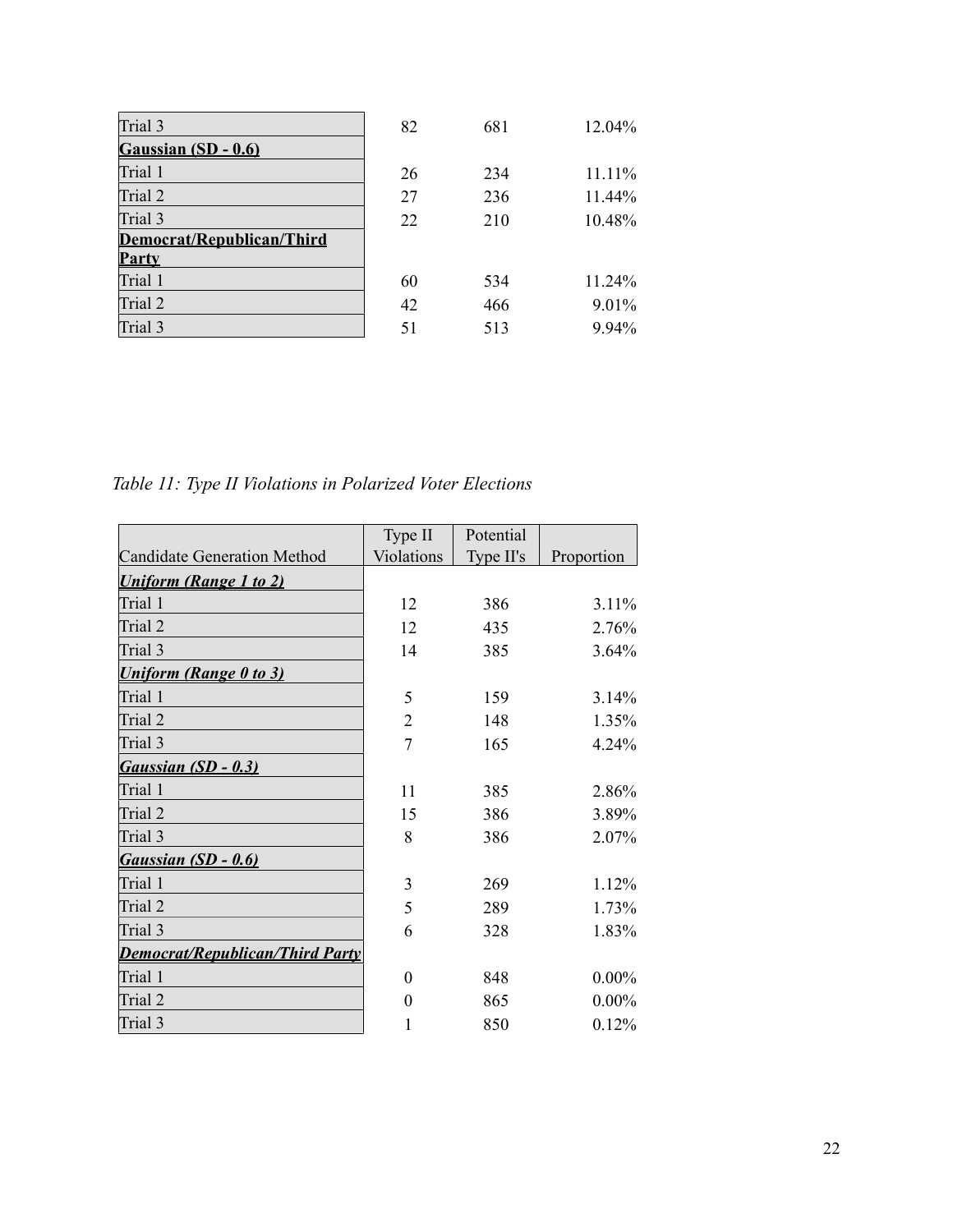| | | | |
|---|---|---|---|
| Trial 3 | 82 | 681 | 12.04% |
| **Gaussian (SD - 0.6)** | | | |
| Trial 1 | 26 | 234 | 11.11% |
| Trial 2 | 27 | 236 | 11.44% |
| Trial 3 | 22 | 210 | 10.48% |
| **Democrat/Republican/Third Party** | | | |
| Trial 1 | 60 | 534 | 11.24% |
| Trial 2 | 42 | 466 | 9.01% |
| Trial 3 | 51 | 513 | 9.94% |

*Table 11: Type II Violations in Polarized Voter Elections*

| Candidate Generation Method | Type II Violations | Potential Type II's | Proportion |
|---|---|---|---|
| ***Uniform (Range 1 to 2)*** | | | |
| Trial 1 | 12 | 386 | 3.11% |
| Trial 2 | 12 | 435 | 2.76% |
| Trial 3 | 14 | 385 | 3.64% |
| ***Uniform (Range 0 to 3)*** | | | |
| Trial 1 | 5 | 159 | 3.14% |
| Trial 2 | 2 | 148 | 1.35% |
| Trial 3 | 7 | 165 | 4.24% |
| ***Gaussian (SD - 0.3)*** | | | |
| Trial 1 | 11 | 385 | 2.86% |
| Trial 2 | 15 | 386 | 3.89% |
| Trial 3 | 8 | 386 | 2.07% |
| ***Gaussian (SD - 0.6)*** | | | |
| Trial 1 | 3 | 269 | 1.12% |
| Trial 2 | 5 | 289 | 1.73% |
| Trial 3 | 6 | 328 | 1.83% |
| ***Democrat/Republican/Third Party*** | | | |
| Trial 1 | 0 | 848 | 0.00% |
| Trial 2 | 0 | 865 | 0.00% |
| Trial 3 | 1 | 850 | 0.12% |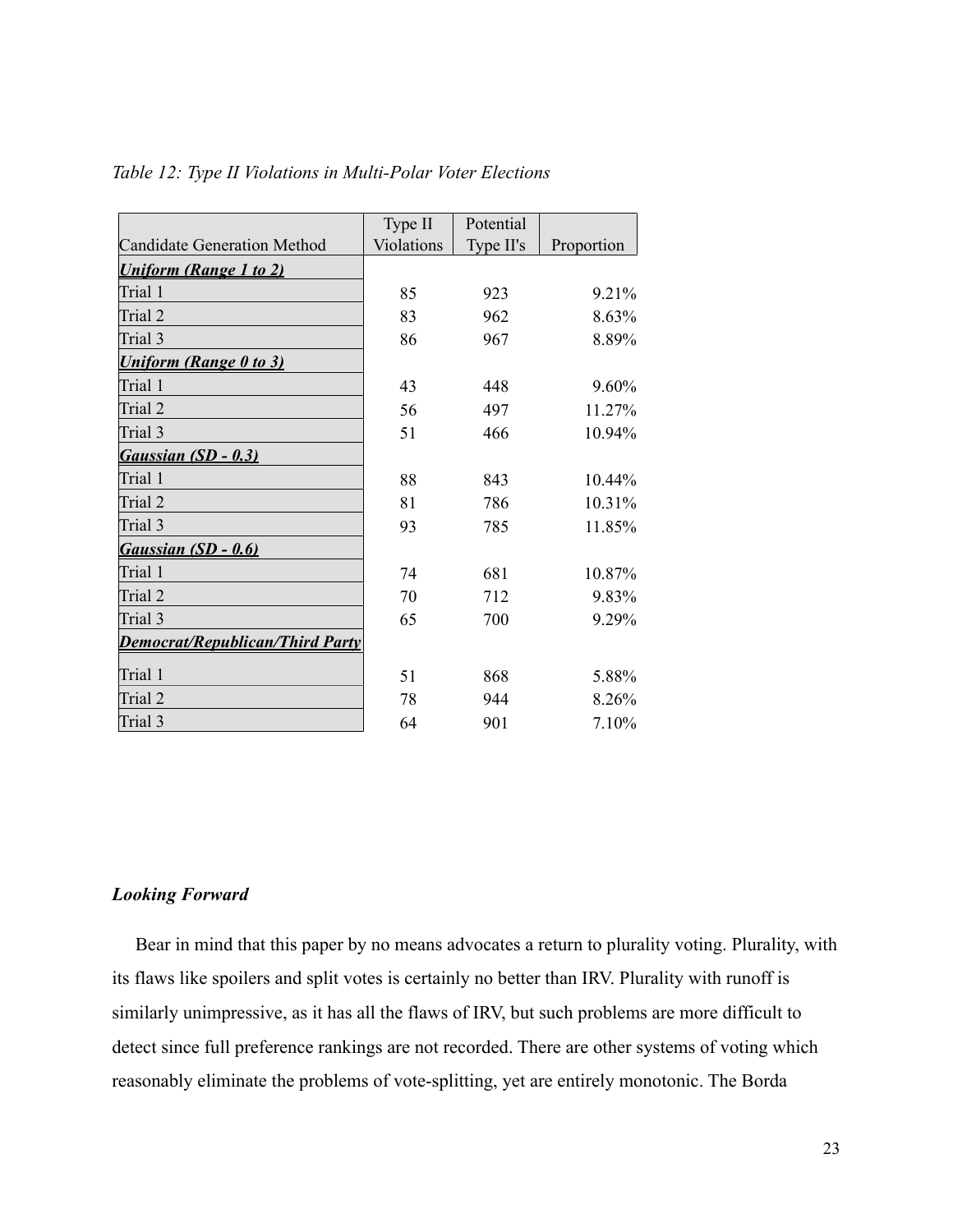*Table 12: Type II Violations in Multi-Polar Voter Elections*

| Candidate Generation Method | Type II Violations | Potential Type II's | Proportion |
|---|---|---|---|
| ***Uniform (Range 1 to 2)*** | | | |
| Trial 1 | 85 | 923 | 9.21% |
| Trial 2 | 83 | 962 | 8.63% |
| Trial 3 | 86 | 967 | 8.89% |
| ***Uniform (Range 0 to 3)*** | | | |
| Trial 1 | 43 | 448 | 9.60% |
| Trial 2 | 56 | 497 | 11.27% |
| Trial 3 | 51 | 466 | 10.94% |
| ***Gaussian (SD - 0.3)*** | | | |
| Trial 1 | 88 | 843 | 10.44% |
| Trial 2 | 81 | 786 | 10.31% |
| Trial 3 | 93 | 785 | 11.85% |
| ***Gaussian (SD - 0.6)*** | | | |
| Trial 1 | 74 | 681 | 10.87% |
| Trial 2 | 70 | 712 | 9.83% |
| Trial 3 | 65 | 700 | 9.29% |
| ***Democrat/Republican/Third Party*** | | | |
| Trial 1 | 51 | 868 | 5.88% |
| Trial 2 | 78 | 944 | 8.26% |
| Trial 3 | 64 | 901 | 7.10% |

### *Looking Forward*

Bear in mind that this paper by no means advocates a return to plurality voting. Plurality, with its flaws like spoilers and split votes is certainly no better than IRV. Plurality with runoff is similarly unimpressive, as it has all the flaws of IRV, but such problems are more difficult to detect since full preference rankings are not recorded. There are other systems of voting which reasonably eliminate the problems of vote-splitting, yet are entirely monotonic. The Borda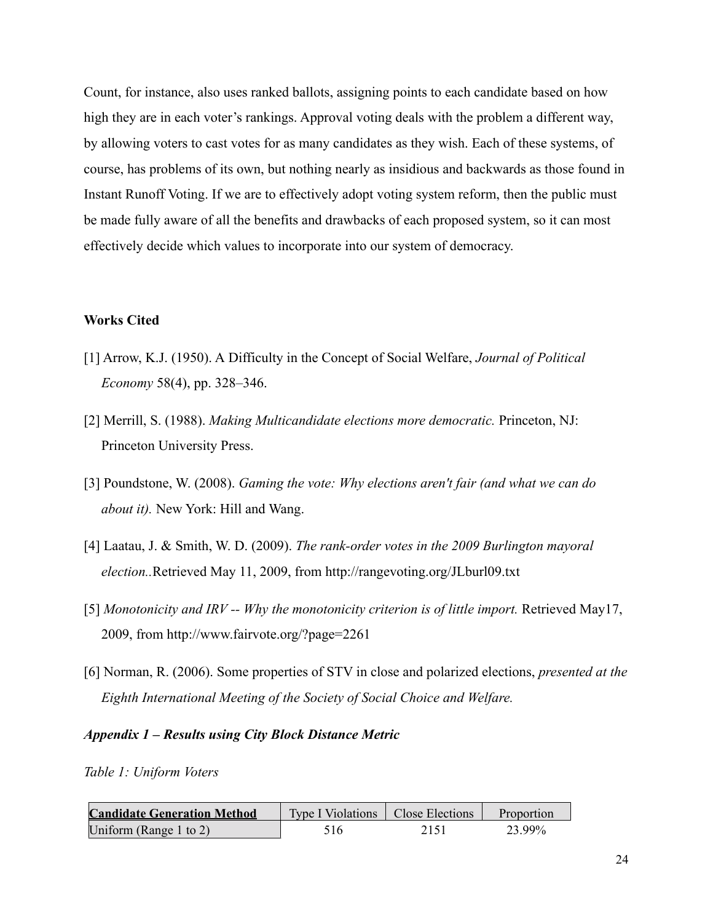Count, for instance, also uses ranked ballots, assigning points to each candidate based on how high they are in each voter's rankings. Approval voting deals with the problem a different way, by allowing voters to cast votes for as many candidates as they wish. Each of these systems, of course, has problems of its own, but nothing nearly as insidious and backwards as those found in Instant Runoff Voting. If we are to effectively adopt voting system reform, then the public must be made fully aware of all the benefits and drawbacks of each proposed system, so it can most effectively decide which values to incorporate into our system of democracy.

**Works Cited**

[1] Arrow, K.J. (1950). A Difficulty in the Concept of Social Welfare, *Journal of Political Economy* 58(4), pp. 328–346.

[2] Merrill, S. (1988). *Making Multicandidate elections more democratic.* Princeton, NJ: Princeton University Press.

[3] Poundstone, W. (2008). *Gaming the vote: Why elections aren't fair (and what we can do about it).* New York: Hill and Wang.

[4] Laatau, J. & Smith, W. D. (2009). *The rank-order votes in the 2009 Burlington mayoral election.*.Retrieved May 11, 2009, from http://rangevoting.org/JLburl09.txt

[5] *Monotonicity and IRV -- Why the monotonicity criterion is of little import.* Retrieved May17, 2009, from http://www.fairvote.org/?page=2261

[6] Norman, R. (2006). Some properties of STV in close and polarized elections, *presented at the Eighth International Meeting of the Society of Social Choice and Welfare.*

***Appendix 1 – Results using City Block Distance Metric***

*Table 1: Uniform Voters*

| **Candidate Generation Method** | Type I Violations | Close Elections | Proportion |
|---|---|---|---|
| Uniform (Range 1 to 2) | 516 | 2151 | 23.99% |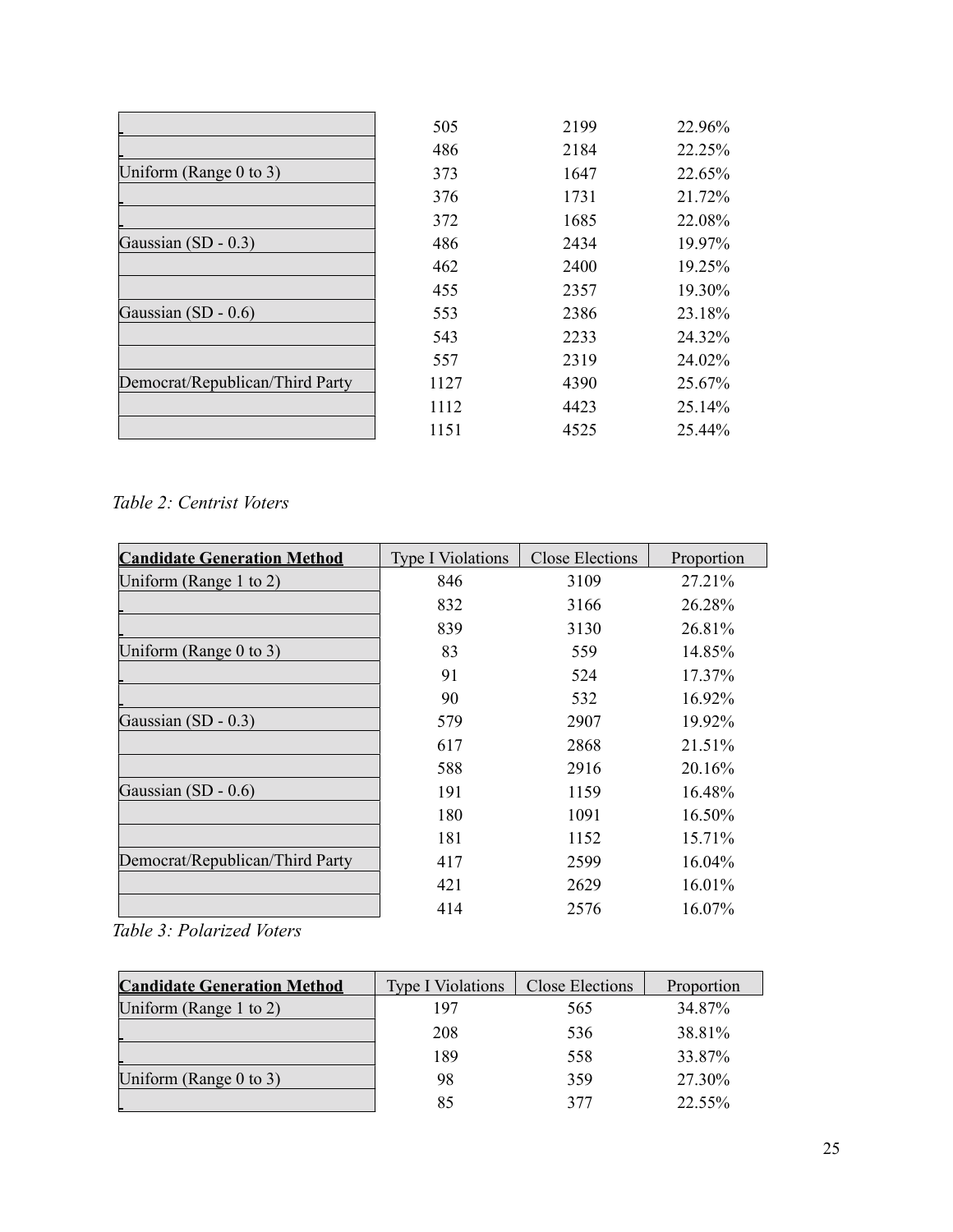| | | | |
|---|---|---|---|
| | 505 | 2199 | 22.96% |
| | 486 | 2184 | 22.25% |
| Uniform (Range 0 to 3) | 373 | 1647 | 22.65% |
| | 376 | 1731 | 21.72% |
| | 372 | 1685 | 22.08% |
| Gaussian (SD - 0.3) | 486 | 2434 | 19.97% |
| | 462 | 2400 | 19.25% |
| | 455 | 2357 | 19.30% |
| Gaussian (SD - 0.6) | 553 | 2386 | 23.18% |
| | 543 | 2233 | 24.32% |
| | 557 | 2319 | 24.02% |
| Democrat/Republican/Third Party | 1127 | 4390 | 25.67% |
| | 1112 | 4423 | 25.14% |
| | 1151 | 4525 | 25.44% |

*Table 2: Centrist Voters*

| **Candidate Generation Method** | Type I Violations | Close Elections | Proportion |
|---|---|---|---|
| Uniform (Range 1 to 2) | 846 | 3109 | 27.21% |
| | 832 | 3166 | 26.28% |
| | 839 | 3130 | 26.81% |
| Uniform (Range 0 to 3) | 83 | 559 | 14.85% |
| | 91 | 524 | 17.37% |
| | 90 | 532 | 16.92% |
| Gaussian (SD - 0.3) | 579 | 2907 | 19.92% |
| | 617 | 2868 | 21.51% |
| | 588 | 2916 | 20.16% |
| Gaussian (SD - 0.6) | 191 | 1159 | 16.48% |
| | 180 | 1091 | 16.50% |
| | 181 | 1152 | 15.71% |
| Democrat/Republican/Third Party | 417 | 2599 | 16.04% |
| | 421 | 2629 | 16.01% |
| | 414 | 2576 | 16.07% |

*Table 3: Polarized Voters*

| **Candidate Generation Method** | Type I Violations | Close Elections | Proportion |
|---|---|---|---|
| Uniform (Range 1 to 2) | 197 | 565 | 34.87% |
| | 208 | 536 | 38.81% |
| | 189 | 558 | 33.87% |
| Uniform (Range 0 to 3) | 98 | 359 | 27.30% |
| | 85 | 377 | 22.55% |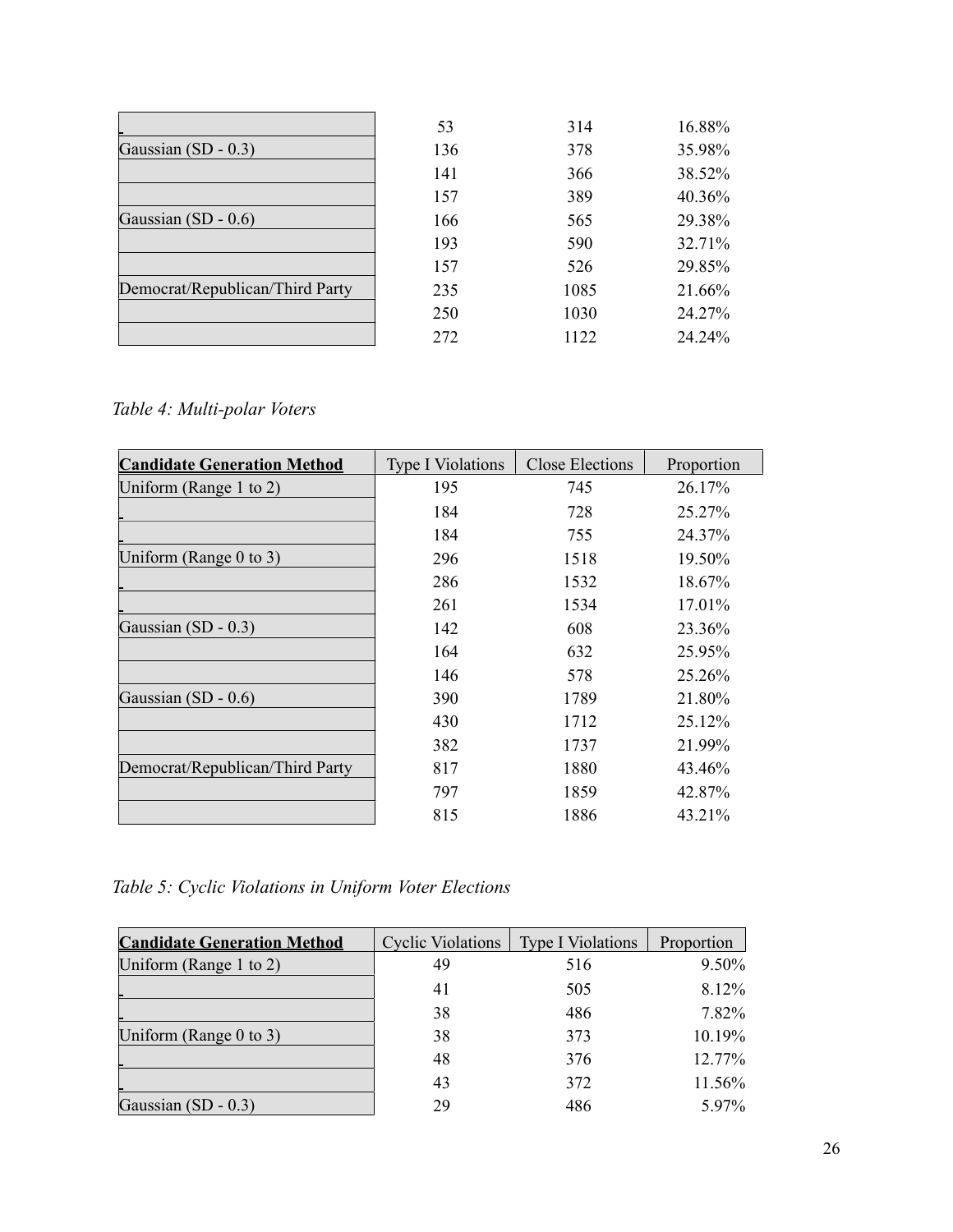| | | | |
|---|---|---|---|
| | 53 | 314 | 16.88% |
| Gaussian (SD - 0.3) | 136 | 378 | 35.98% |
| | 141 | 366 | 38.52% |
| | 157 | 389 | 40.36% |
| Gaussian (SD - 0.6) | 166 | 565 | 29.38% |
| | 193 | 590 | 32.71% |
| | 157 | 526 | 29.85% |
| Democrat/Republican/Third Party | 235 | 1085 | 21.66% |
| | 250 | 1030 | 24.27% |
| | 272 | 1122 | 24.24% |

*Table 4: Multi-polar Voters*

| **Candidate Generation Method** | Type I Violations | Close Elections | Proportion |
|---|---|---|---|
| Uniform (Range 1 to 2) | 195 | 745 | 26.17% |
| | 184 | 728 | 25.27% |
| | 184 | 755 | 24.37% |
| Uniform (Range 0 to 3) | 296 | 1518 | 19.50% |
| | 286 | 1532 | 18.67% |
| | 261 | 1534 | 17.01% |
| Gaussian (SD - 0.3) | 142 | 608 | 23.36% |
| | 164 | 632 | 25.95% |
| | 146 | 578 | 25.26% |
| Gaussian (SD - 0.6) | 390 | 1789 | 21.80% |
| | 430 | 1712 | 25.12% |
| | 382 | 1737 | 21.99% |
| Democrat/Republican/Third Party | 817 | 1880 | 43.46% |
| | 797 | 1859 | 42.87% |
| | 815 | 1886 | 43.21% |

*Table 5: Cyclic Violations in Uniform Voter Elections*

| **Candidate Generation Method** | Cyclic Violations | Type I Violations | Proportion |
|---|---|---|---|
| Uniform (Range 1 to 2) | 49 | 516 | 9.50% |
| | 41 | 505 | 8.12% |
| | 38 | 486 | 7.82% |
| Uniform (Range 0 to 3) | 38 | 373 | 10.19% |
| | 48 | 376 | 12.77% |
| | 43 | 372 | 11.56% |
| Gaussian (SD - 0.3) | 29 | 486 | 5.97% |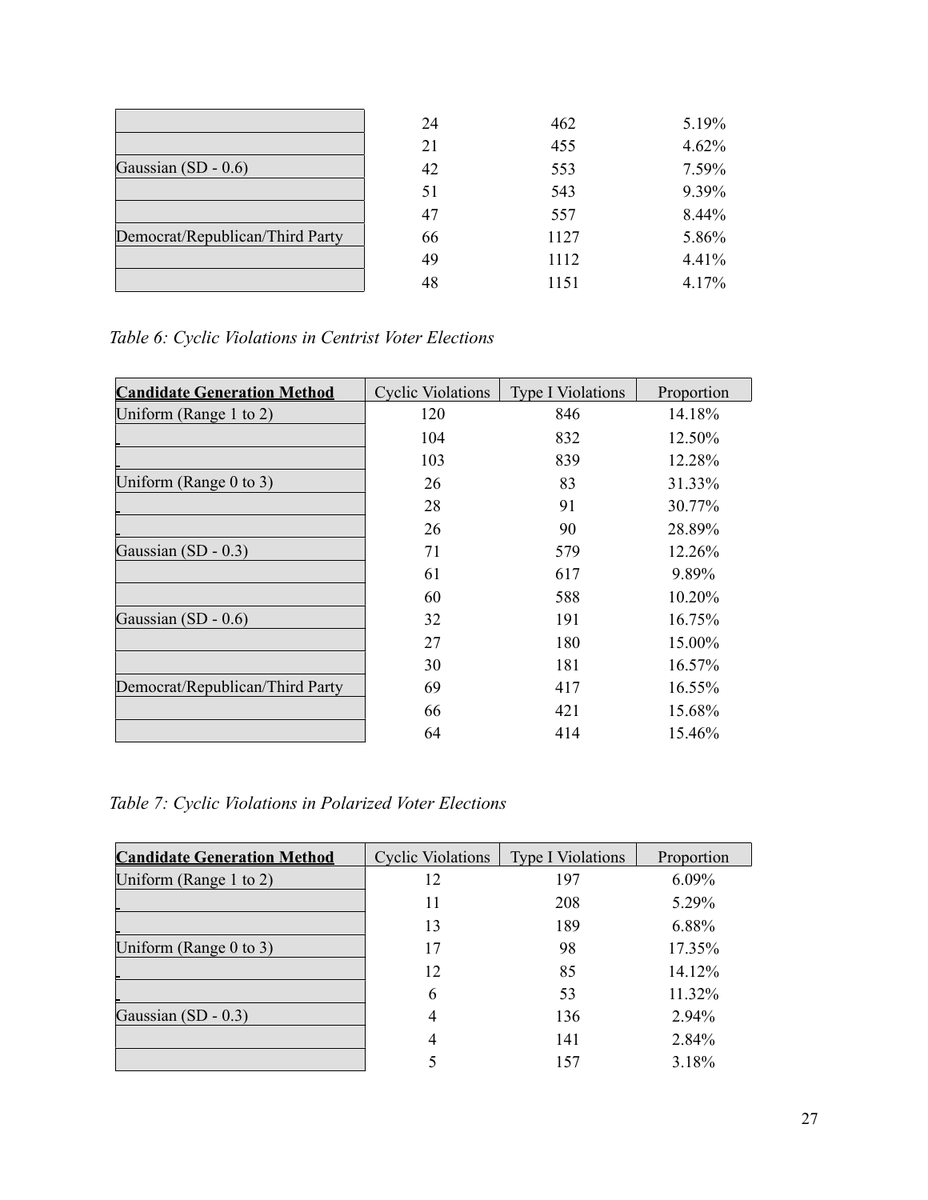| | | | |
|---|---|---|---|
| | 24 | 462 | 5.19% |
| | 21 | 455 | 4.62% |
| Gaussian (SD - 0.6) | 42 | 553 | 7.59% |
| | 51 | 543 | 9.39% |
| | 47 | 557 | 8.44% |
| Democrat/Republican/Third Party | 66 | 1127 | 5.86% |
| | 49 | 1112 | 4.41% |
| | 48 | 1151 | 4.17% |

*Table 6: Cyclic Violations in Centrist Voter Elections*

| **Candidate Generation Method** | Cyclic Violations | Type I Violations | Proportion |
|---|---|---|---|
| Uniform (Range 1 to 2) | 120 | 846 | 14.18% |
| | 104 | 832 | 12.50% |
| | 103 | 839 | 12.28% |
| Uniform (Range 0 to 3) | 26 | 83 | 31.33% |
| | 28 | 91 | 30.77% |
| | 26 | 90 | 28.89% |
| Gaussian (SD - 0.3) | 71 | 579 | 12.26% |
| | 61 | 617 | 9.89% |
| | 60 | 588 | 10.20% |
| Gaussian (SD - 0.6) | 32 | 191 | 16.75% |
| | 27 | 180 | 15.00% |
| | 30 | 181 | 16.57% |
| Democrat/Republican/Third Party | 69 | 417 | 16.55% |
| | 66 | 421 | 15.68% |
| | 64 | 414 | 15.46% |

*Table 7: Cyclic Violations in Polarized Voter Elections*

| **Candidate Generation Method** | Cyclic Violations | Type I Violations | Proportion |
|---|---|---|---|
| Uniform (Range 1 to 2) | 12 | 197 | 6.09% |
| | 11 | 208 | 5.29% |
| | 13 | 189 | 6.88% |
| Uniform (Range 0 to 3) | 17 | 98 | 17.35% |
| | 12 | 85 | 14.12% |
| | 6 | 53 | 11.32% |
| Gaussian (SD - 0.3) | 4 | 136 | 2.94% |
| | 4 | 141 | 2.84% |
| | 5 | 157 | 3.18% |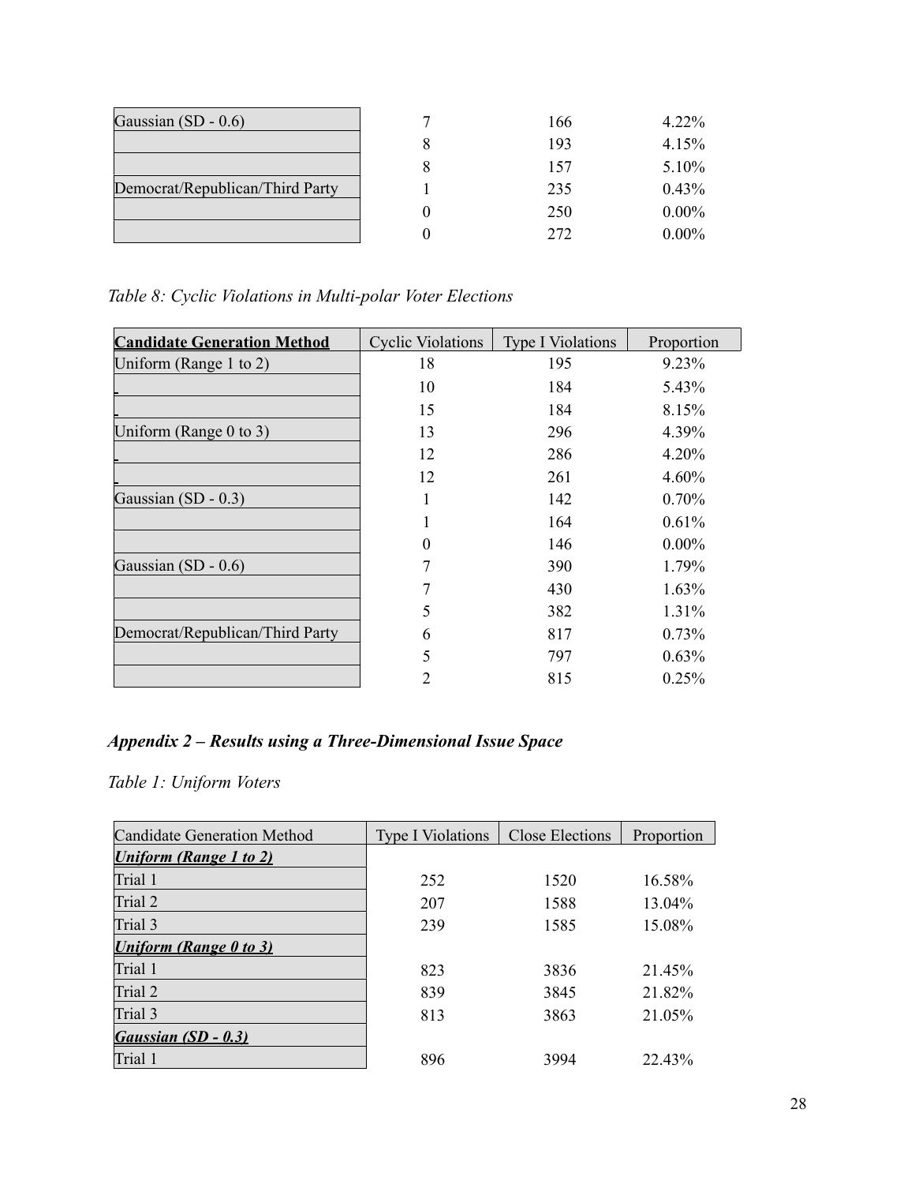| | | | |
|---|---|---|---|
| Gaussian (SD - 0.6) | 7 | 166 | 4.22% |
| | 8 | 193 | 4.15% |
| | 8 | 157 | 5.10% |
| Democrat/Republican/Third Party | 1 | 235 | 0.43% |
| | 0 | 250 | 0.00% |
| | 0 | 272 | 0.00% |

*Table 8: Cyclic Violations in Multi-polar Voter Elections*

| **Candidate Generation Method** | Cyclic Violations | Type I Violations | Proportion |
|---|---|---|---|
| Uniform (Range 1 to 2) | 18 | 195 | 9.23% |
| | 10 | 184 | 5.43% |
| | 15 | 184 | 8.15% |
| Uniform (Range 0 to 3) | 13 | 296 | 4.39% |
| | 12 | 286 | 4.20% |
| | 12 | 261 | 4.60% |
| Gaussian (SD - 0.3) | 1 | 142 | 0.70% |
| | 1 | 164 | 0.61% |
| | 0 | 146 | 0.00% |
| Gaussian (SD - 0.6) | 7 | 390 | 1.79% |
| | 7 | 430 | 1.63% |
| | 5 | 382 | 1.31% |
| Democrat/Republican/Third Party | 6 | 817 | 0.73% |
| | 5 | 797 | 0.63% |
| | 2 | 815 | 0.25% |

### *Appendix 2 – Results using a Three-Dimensional Issue Space*

*Table 1: Uniform Voters*

| Candidate Generation Method | Type I Violations | Close Elections | Proportion |
|---|---|---|---|
| ***Uniform (Range 1 to 2)*** | | | |
| Trial 1 | 252 | 1520 | 16.58% |
| Trial 2 | 207 | 1588 | 13.04% |
| Trial 3 | 239 | 1585 | 15.08% |
| ***Uniform (Range 0 to 3)*** | | | |
| Trial 1 | 823 | 3836 | 21.45% |
| Trial 2 | 839 | 3845 | 21.82% |
| Trial 3 | 813 | 3863 | 21.05% |
| ***Gaussian (SD - 0.3)*** | | | |
| Trial 1 | 896 | 3994 | 22.43% |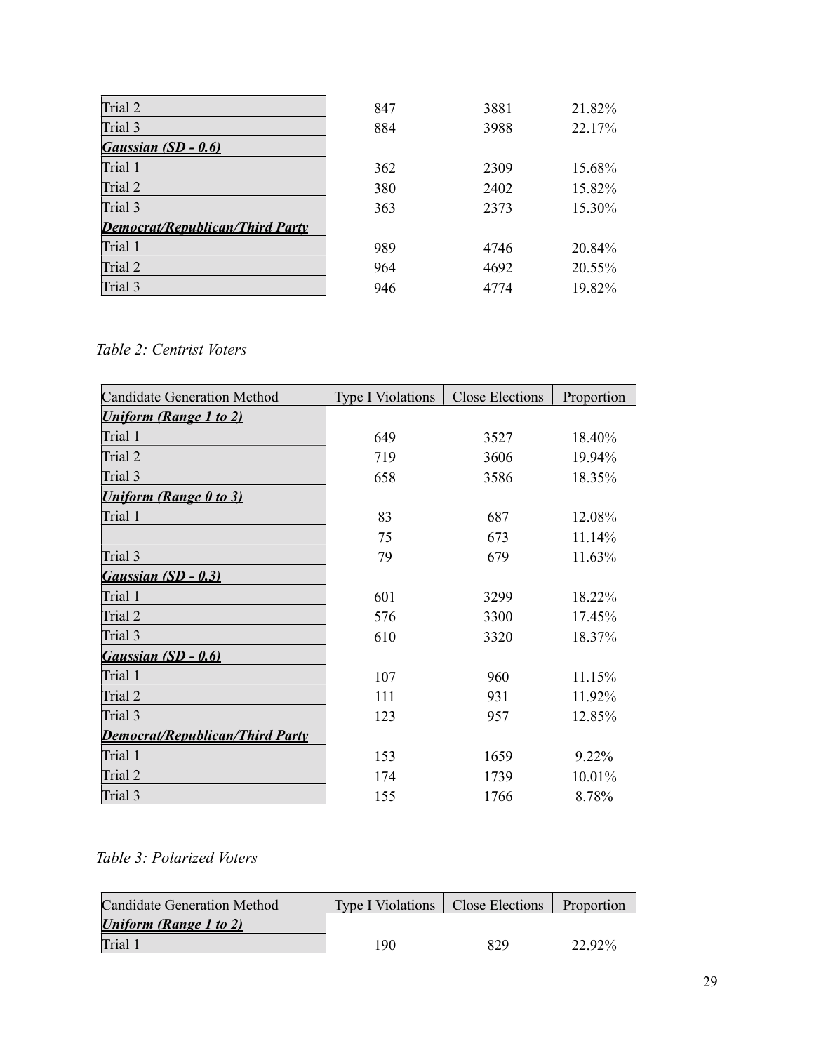| | | | |
|---|---|---|---|
| Trial 2 | 847 | 3881 | 21.82% |
| Trial 3 | 884 | 3988 | 22.17% |
| ***Gaussian (SD - 0.6)*** | | | |
| Trial 1 | 362 | 2309 | 15.68% |
| Trial 2 | 380 | 2402 | 15.82% |
| Trial 3 | 363 | 2373 | 15.30% |
| ***Democrat/Republican/Third Party*** | | | |
| Trial 1 | 989 | 4746 | 20.84% |
| Trial 2 | 964 | 4692 | 20.55% |
| Trial 3 | 946 | 4774 | 19.82% |

*Table 2: Centrist Voters*

| Candidate Generation Method | Type I Violations | Close Elections | Proportion |
|---|---|---|---|
| ***Uniform (Range 1 to 2)*** | | | |
| Trial 1 | 649 | 3527 | 18.40% |
| Trial 2 | 719 | 3606 | 19.94% |
| Trial 3 | 658 | 3586 | 18.35% |
| ***Uniform (Range 0 to 3)*** | | | |
| Trial 1 | 83 | 687 | 12.08% |
| | 75 | 673 | 11.14% |
| Trial 3 | 79 | 679 | 11.63% |
| ***Gaussian (SD - 0.3)*** | | | |
| Trial 1 | 601 | 3299 | 18.22% |
| Trial 2 | 576 | 3300 | 17.45% |
| Trial 3 | 610 | 3320 | 18.37% |
| ***Gaussian (SD - 0.6)*** | | | |
| Trial 1 | 107 | 960 | 11.15% |
| Trial 2 | 111 | 931 | 11.92% |
| Trial 3 | 123 | 957 | 12.85% |
| ***Democrat/Republican/Third Party*** | | | |
| Trial 1 | 153 | 1659 | 9.22% |
| Trial 2 | 174 | 1739 | 10.01% |
| Trial 3 | 155 | 1766 | 8.78% |

*Table 3: Polarized Voters*

| Candidate Generation Method | Type I Violations | Close Elections | Proportion |
|---|---|---|---|
| ***Uniform (Range 1 to 2)*** | | | |
| Trial 1 | 190 | 829 | 22.92% |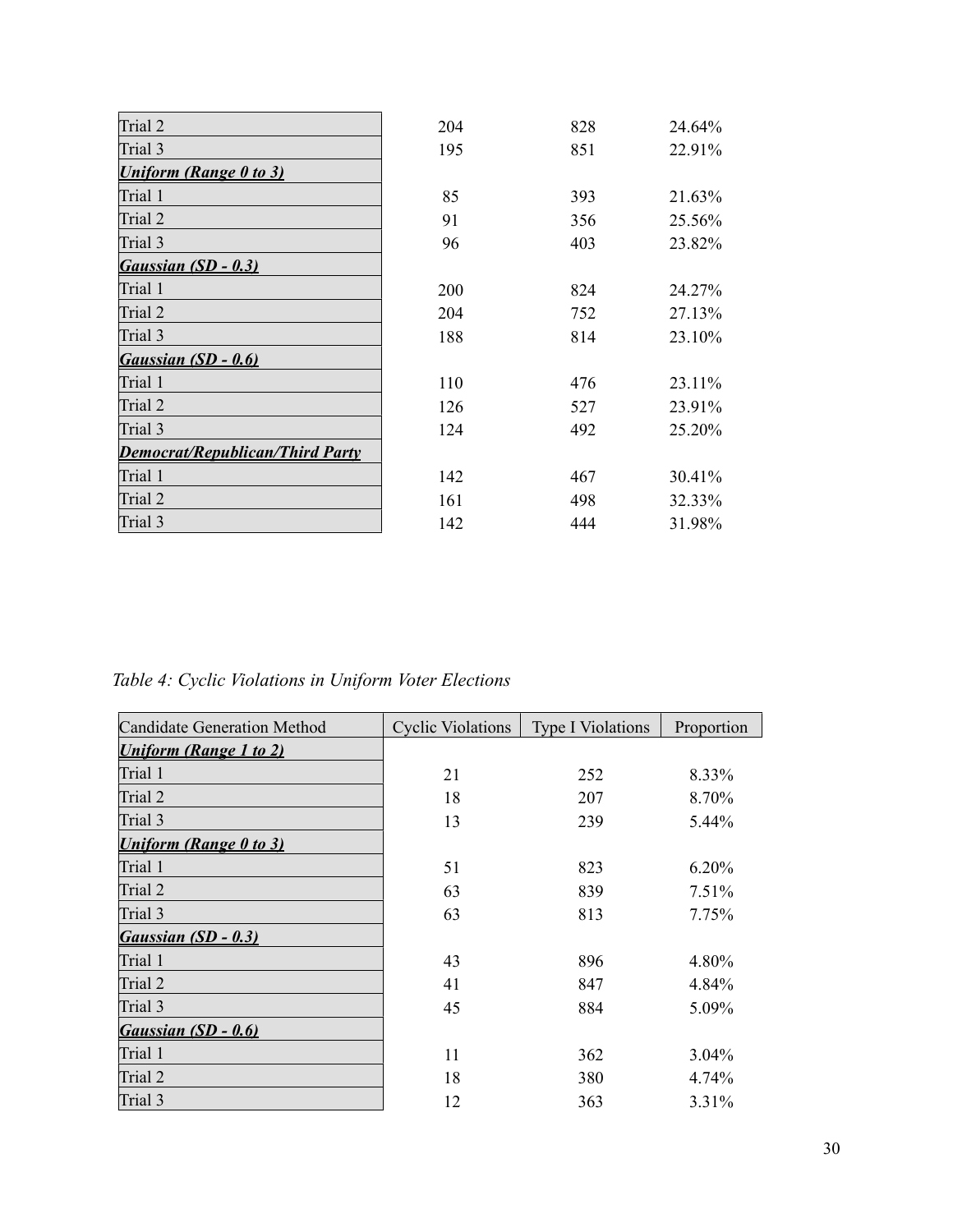| | | | |
|---|---|---|---|
| Trial 2 | 204 | 828 | 24.64% |
| Trial 3 | 195 | 851 | 22.91% |
| ***Uniform (Range 0 to 3)*** | | | |
| Trial 1 | 85 | 393 | 21.63% |
| Trial 2 | 91 | 356 | 25.56% |
| Trial 3 | 96 | 403 | 23.82% |
| ***Gaussian (SD - 0.3)*** | | | |
| Trial 1 | 200 | 824 | 24.27% |
| Trial 2 | 204 | 752 | 27.13% |
| Trial 3 | 188 | 814 | 23.10% |
| ***Gaussian (SD - 0.6)*** | | | |
| Trial 1 | 110 | 476 | 23.11% |
| Trial 2 | 126 | 527 | 23.91% |
| Trial 3 | 124 | 492 | 25.20% |
| ***Democrat/Republican/Third Party*** | | | |
| Trial 1 | 142 | 467 | 30.41% |
| Trial 2 | 161 | 498 | 32.33% |
| Trial 3 | 142 | 444 | 31.98% |

*Table 4: Cyclic Violations in Uniform Voter Elections*

| Candidate Generation Method | Cyclic Violations | Type I Violations | Proportion |
|---|---|---|---|
| ***Uniform (Range 1 to 2)*** | | | |
| Trial 1 | 21 | 252 | 8.33% |
| Trial 2 | 18 | 207 | 8.70% |
| Trial 3 | 13 | 239 | 5.44% |
| ***Uniform (Range 0 to 3)*** | | | |
| Trial 1 | 51 | 823 | 6.20% |
| Trial 2 | 63 | 839 | 7.51% |
| Trial 3 | 63 | 813 | 7.75% |
| ***Gaussian (SD - 0.3)*** | | | |
| Trial 1 | 43 | 896 | 4.80% |
| Trial 2 | 41 | 847 | 4.84% |
| Trial 3 | 45 | 884 | 5.09% |
| ***Gaussian (SD - 0.6)*** | | | |
| Trial 1 | 11 | 362 | 3.04% |
| Trial 2 | 18 | 380 | 4.74% |
| Trial 3 | 12 | 363 | 3.31% |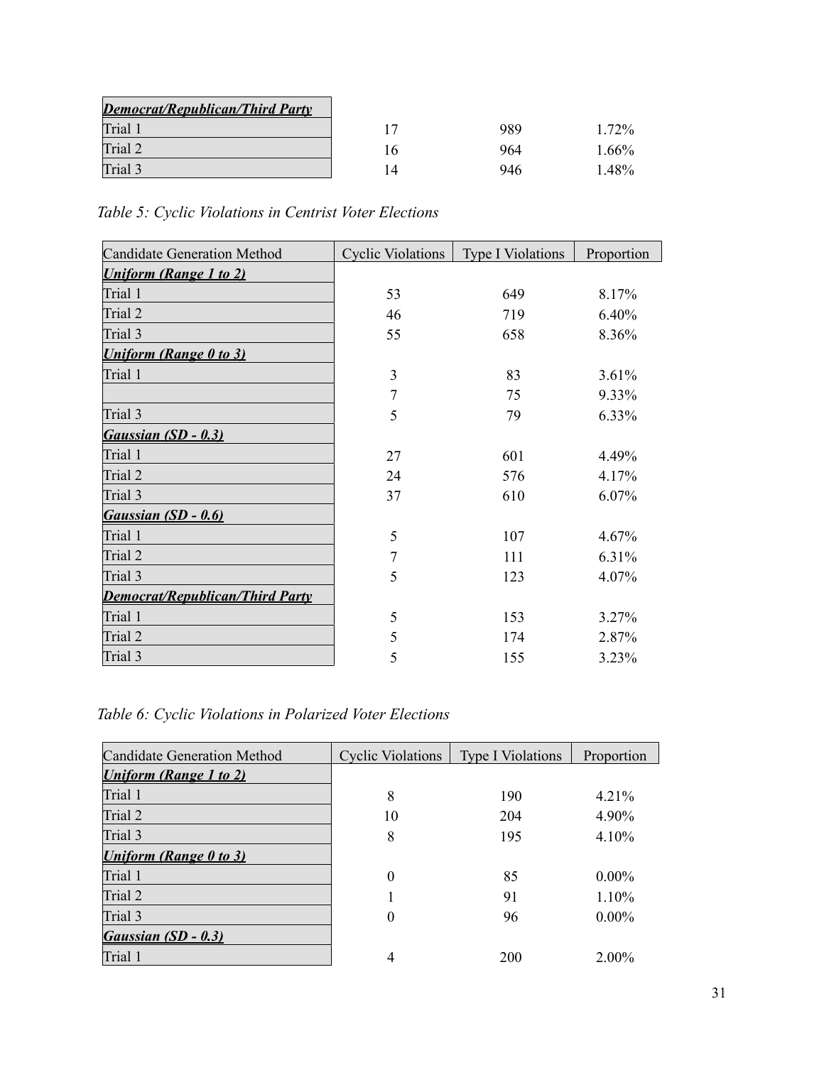| Democrat/Republican/Third Party | | | |
|---|---|---|---|
| Trial 1 | 17 | 989 | 1.72% |
| Trial 2 | 16 | 964 | 1.66% |
| Trial 3 | 14 | 946 | 1.48% |

*Table 5: Cyclic Violations in Centrist Voter Elections*

| Candidate Generation Method | Cyclic Violations | Type I Violations | Proportion |
|---|---|---|---|
| ***Uniform (Range 1 to 2)*** | | | |
| Trial 1 | 53 | 649 | 8.17% |
| Trial 2 | 46 | 719 | 6.40% |
| Trial 3 | 55 | 658 | 8.36% |
| ***Uniform (Range 0 to 3)*** | | | |
| Trial 1 | 3 | 83 | 3.61% |
| | 7 | 75 | 9.33% |
| Trial 3 | 5 | 79 | 6.33% |
| ***Gaussian (SD - 0.3)*** | | | |
| Trial 1 | 27 | 601 | 4.49% |
| Trial 2 | 24 | 576 | 4.17% |
| Trial 3 | 37 | 610 | 6.07% |
| ***Gaussian (SD - 0.6)*** | | | |
| Trial 1 | 5 | 107 | 4.67% |
| Trial 2 | 7 | 111 | 6.31% |
| Trial 3 | 5 | 123 | 4.07% |
| ***Democrat/Republican/Third Party*** | | | |
| Trial 1 | 5 | 153 | 3.27% |
| Trial 2 | 5 | 174 | 2.87% |
| Trial 3 | 5 | 155 | 3.23% |

*Table 6: Cyclic Violations in Polarized Voter Elections*

| Candidate Generation Method | Cyclic Violations | Type I Violations | Proportion |
|---|---|---|---|
| ***Uniform (Range 1 to 2)*** | | | |
| Trial 1 | 8 | 190 | 4.21% |
| Trial 2 | 10 | 204 | 4.90% |
| Trial 3 | 8 | 195 | 4.10% |
| ***Uniform (Range 0 to 3)*** | | | |
| Trial 1 | 0 | 85 | 0.00% |
| Trial 2 | 1 | 91 | 1.10% |
| Trial 3 | 0 | 96 | 0.00% |
| ***Gaussian (SD - 0.3)*** | | | |
| Trial 1 | 4 | 200 | 2.00% |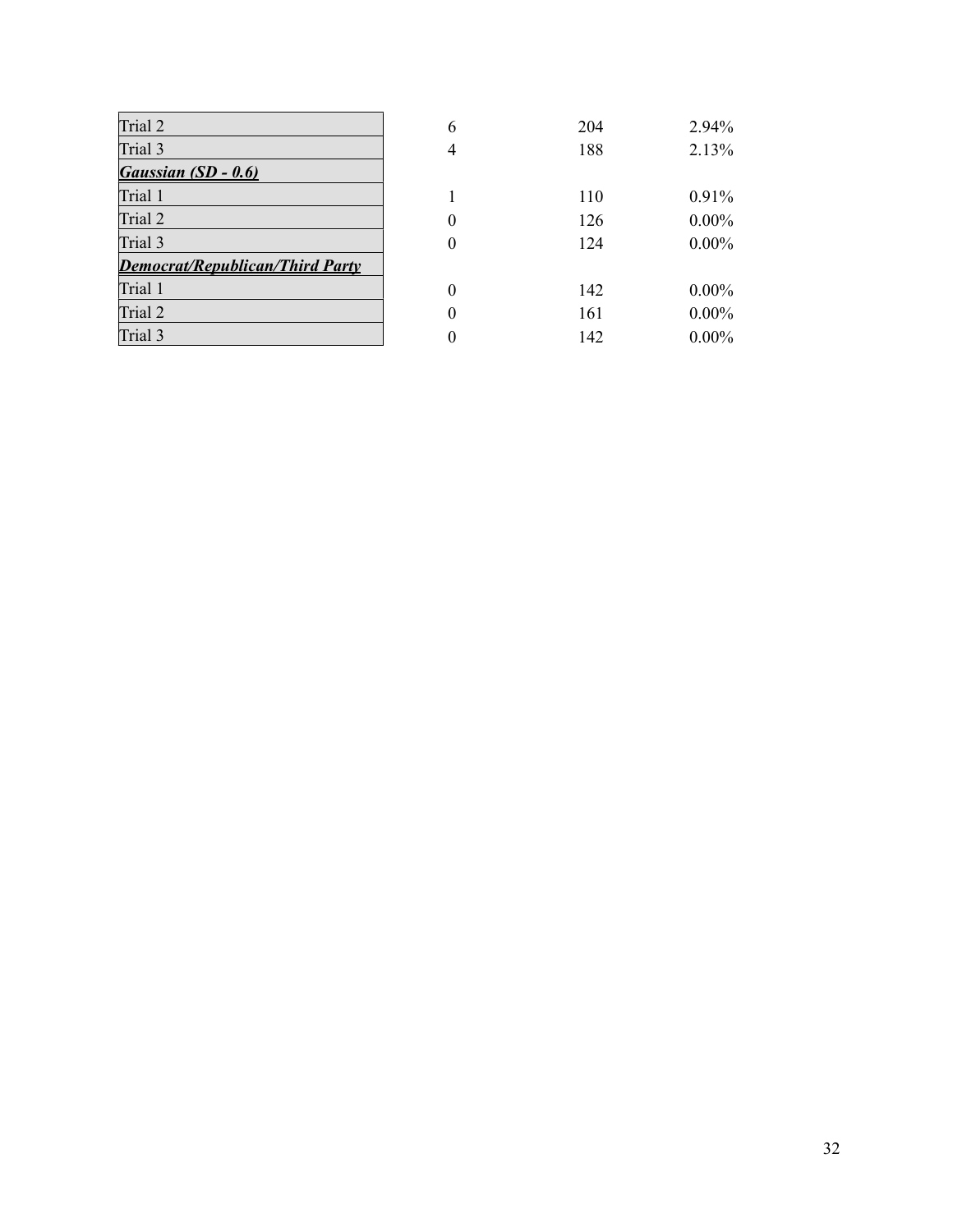| | | | |
|---|---|---|---|
| Trial 2 | 6 | 204 | 2.94% |
| Trial 3 | 4 | 188 | 2.13% |
| ***Gaussian (SD - 0.6)*** | | | |
| Trial 1 | 1 | 110 | 0.91% |
| Trial 2 | 0 | 126 | 0.00% |
| Trial 3 | 0 | 124 | 0.00% |
| ***Democrat/Republican/Third Party*** | | | |
| Trial 1 | 0 | 142 | 0.00% |
| Trial 2 | 0 | 161 | 0.00% |
| Trial 3 | 0 | 142 | 0.00% |